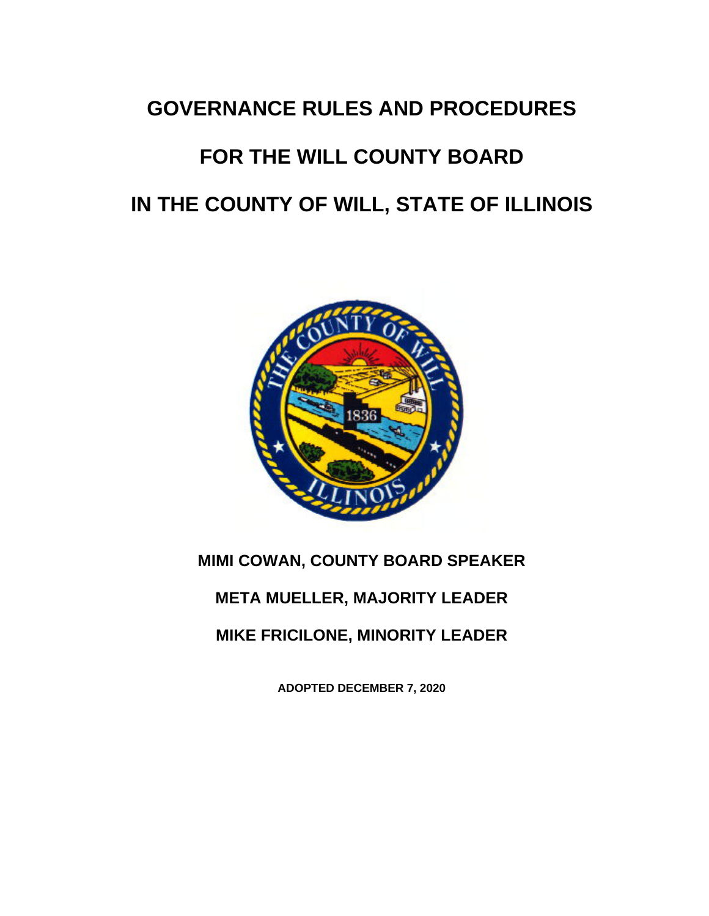# GOVERNANCE RULES AND PROCEDURES

# FOR THE WILL COUNTY BOARD

# IN THE COUNTY OF WILL, STATE OF ILLINOIS

**MIMI COWAN, COUNTY BOARD SPEAKER**

**META MUELLER, MAJORITY LEADER**

**MIKE FRICILONE, MINORITY LEADER**

**ADOPTED DECEMBER 7, 2020**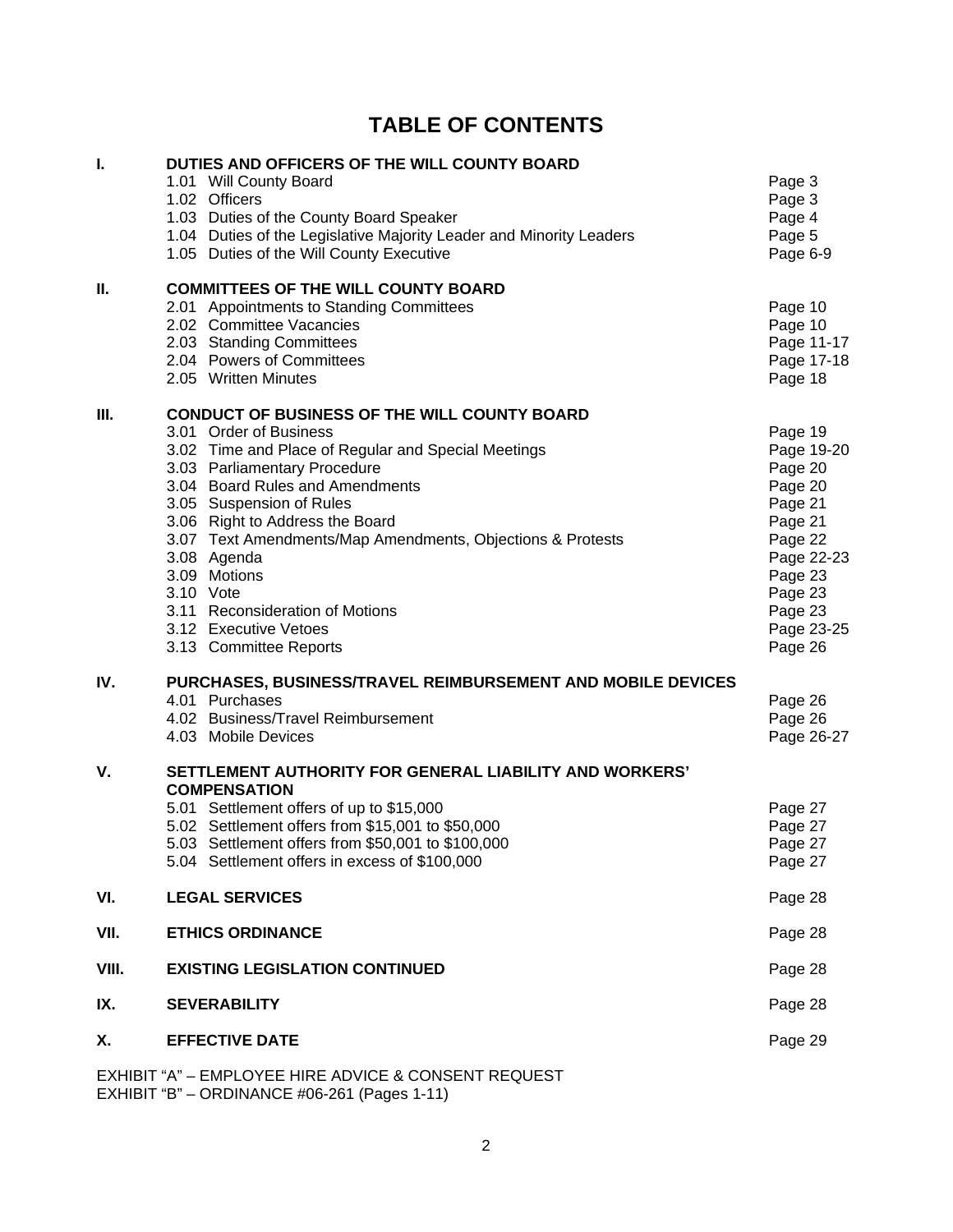# TABLE OF CONTENTS

| | | |
|---|---|---|
| **I.** | **DUTIES AND OFFICERS OF THE WILL COUNTY BOARD** | |
| | 1.01 Will County Board | Page 3 |
| | 1.02 Officers | Page 3 |
| | 1.03 Duties of the County Board Speaker | Page 4 |
| | 1.04 Duties of the Legislative Majority Leader and Minority Leaders | Page 5 |
| | 1.05 Duties of the Will County Executive | Page 6-9 |
| **II.** | **COMMITTEES OF THE WILL COUNTY BOARD** | |
| | 2.01 Appointments to Standing Committees | Page 10 |
| | 2.02 Committee Vacancies | Page 10 |
| | 2.03 Standing Committees | Page 11-17 |
| | 2.04 Powers of Committees | Page 17-18 |
| | 2.05 Written Minutes | Page 18 |
| **III.** | **CONDUCT OF BUSINESS OF THE WILL COUNTY BOARD** | |
| | 3.01 Order of Business | Page 19 |
| | 3.02 Time and Place of Regular and Special Meetings | Page 19-20 |
| | 3.03 Parliamentary Procedure | Page 20 |
| | 3.04 Board Rules and Amendments | Page 20 |
| | 3.05 Suspension of Rules | Page 21 |
| | 3.06 Right to Address the Board | Page 21 |
| | 3.07 Text Amendments/Map Amendments, Objections & Protests | Page 22 |
| | 3.08 Agenda | Page 22-23 |
| | 3.09 Motions | Page 23 |
| | 3.10 Vote | Page 23 |
| | 3.11 Reconsideration of Motions | Page 23 |
| | 3.12 Executive Vetoes | Page 23-25 |
| | 3.13 Committee Reports | Page 26 |
| **IV.** | **PURCHASES, BUSINESS/TRAVEL REIMBURSEMENT AND MOBILE DEVICES** | |
| | 4.01 Purchases | Page 26 |
| | 4.02 Business/Travel Reimbursement | Page 26 |
| | 4.03 Mobile Devices | Page 26-27 |
| **V.** | **SETTLEMENT AUTHORITY FOR GENERAL LIABILITY AND WORKERS' COMPENSATION** | |
| | 5.01 Settlement offers of up to $15,000 | Page 27 |
| | 5.02 Settlement offers from $15,001 to $50,000 | Page 27 |
| | 5.03 Settlement offers from $50,001 to $100,000 | Page 27 |
| | 5.04 Settlement offers in excess of $100,000 | Page 27 |
| **VI.** | **LEGAL SERVICES** | Page 28 |
| **VII.** | **ETHICS ORDINANCE** | Page 28 |
| **VIII.** | **EXISTING LEGISLATION CONTINUED** | Page 28 |
| **IX.** | **SEVERABILITY** | Page 28 |
| **X.** | **EFFECTIVE DATE** | Page 29 |

EXHIBIT "A" – EMPLOYEE HIRE ADVICE & CONSENT REQUEST
EXHIBIT "B" – ORDINANCE #06-261 (Pages 1-11)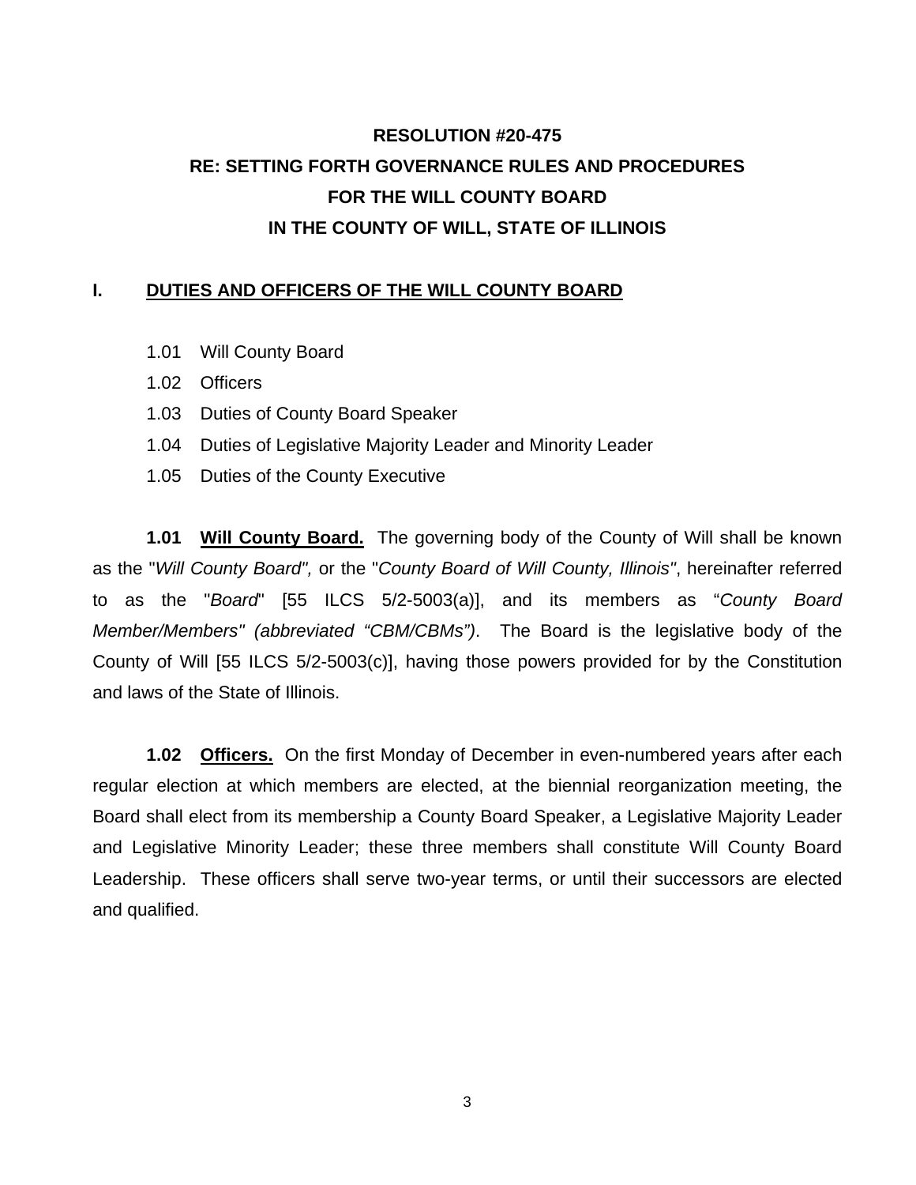# RESOLUTION #20-475
# RE: SETTING FORTH GOVERNANCE RULES AND PROCEDURES FOR THE WILL COUNTY BOARD IN THE COUNTY OF WILL, STATE OF ILLINOIS

## I. DUTIES AND OFFICERS OF THE WILL COUNTY BOARD

- 1.01 Will County Board
- 1.02 Officers
- 1.03 Duties of County Board Speaker
- 1.04 Duties of Legislative Majority Leader and Minority Leader
- 1.05 Duties of the County Executive

**1.01 Will County Board.** The governing body of the County of Will shall be known as the "*Will County Board",* or the "*County Board of Will County, Illinois"*, hereinafter referred to as the "*Board*" [55 ILCS 5/2-5003(a)], and its members as "*County Board Member/Members" (abbreviated "CBM/CBMs")*. The Board is the legislative body of the County of Will [55 ILCS 5/2-5003(c)], having those powers provided for by the Constitution and laws of the State of Illinois.

**1.02 Officers.** On the first Monday of December in even-numbered years after each regular election at which members are elected, at the biennial reorganization meeting, the Board shall elect from its membership a County Board Speaker, a Legislative Majority Leader and Legislative Minority Leader; these three members shall constitute Will County Board Leadership. These officers shall serve two-year terms, or until their successors are elected and qualified.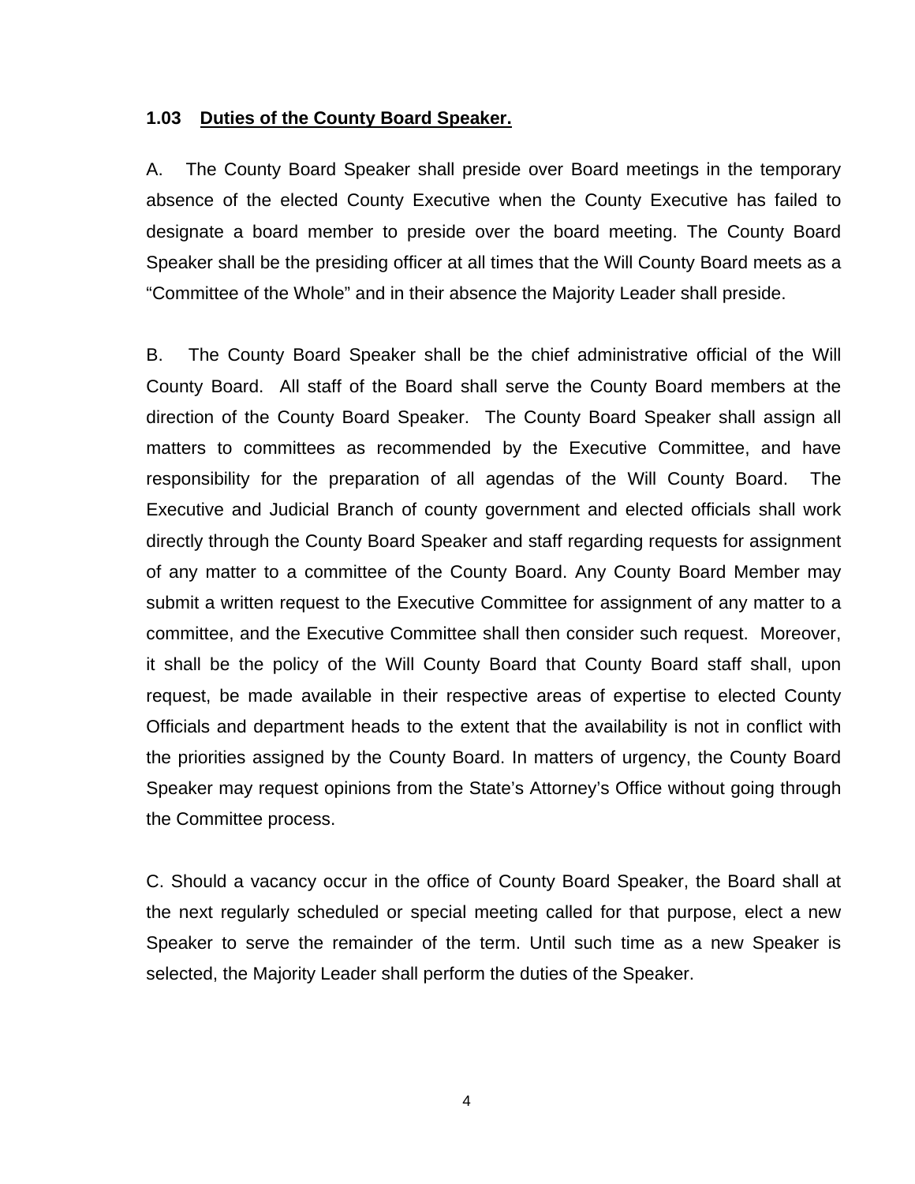### 1.03 <u>Duties of the County Board Speaker.</u>

A. The County Board Speaker shall preside over Board meetings in the temporary absence of the elected County Executive when the County Executive has failed to designate a board member to preside over the board meeting. The County Board Speaker shall be the presiding officer at all times that the Will County Board meets as a "Committee of the Whole" and in their absence the Majority Leader shall preside.

B. The County Board Speaker shall be the chief administrative official of the Will County Board. All staff of the Board shall serve the County Board members at the direction of the County Board Speaker. The County Board Speaker shall assign all matters to committees as recommended by the Executive Committee, and have responsibility for the preparation of all agendas of the Will County Board. The Executive and Judicial Branch of county government and elected officials shall work directly through the County Board Speaker and staff regarding requests for assignment of any matter to a committee of the County Board. Any County Board Member may submit a written request to the Executive Committee for assignment of any matter to a committee, and the Executive Committee shall then consider such request. Moreover, it shall be the policy of the Will County Board that County Board staff shall, upon request, be made available in their respective areas of expertise to elected County Officials and department heads to the extent that the availability is not in conflict with the priorities assigned by the County Board. In matters of urgency, the County Board Speaker may request opinions from the State's Attorney's Office without going through the Committee process.

C. Should a vacancy occur in the office of County Board Speaker, the Board shall at the next regularly scheduled or special meeting called for that purpose, elect a new Speaker to serve the remainder of the term. Until such time as a new Speaker is selected, the Majority Leader shall perform the duties of the Speaker.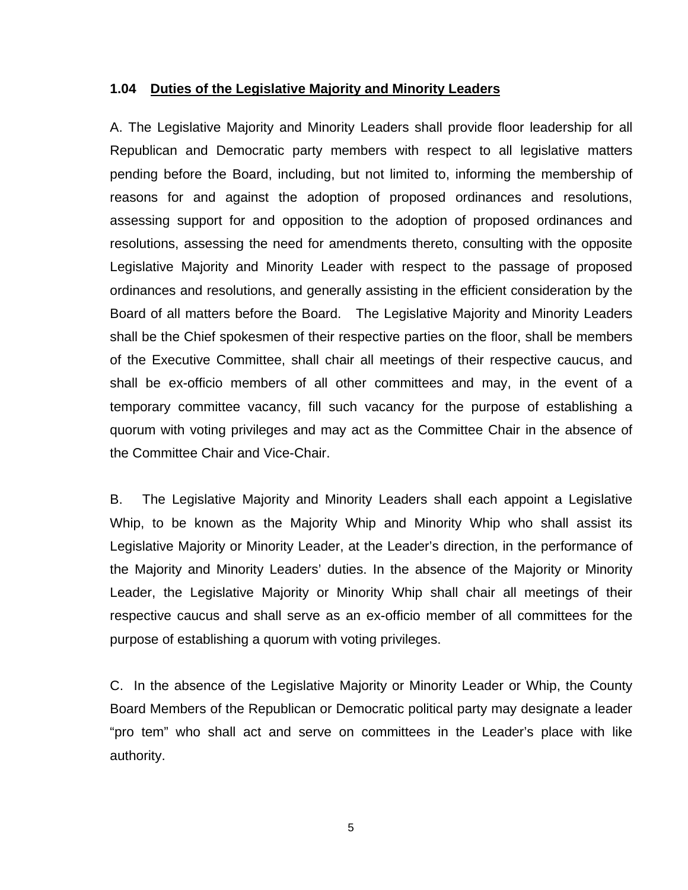**1.04 Duties of the Legislative Majority and Minority Leaders**

A. The Legislative Majority and Minority Leaders shall provide floor leadership for all Republican and Democratic party members with respect to all legislative matters pending before the Board, including, but not limited to, informing the membership of reasons for and against the adoption of proposed ordinances and resolutions, assessing support for and opposition to the adoption of proposed ordinances and resolutions, assessing the need for amendments thereto, consulting with the opposite Legislative Majority and Minority Leader with respect to the passage of proposed ordinances and resolutions, and generally assisting in the efficient consideration by the Board of all matters before the Board. The Legislative Majority and Minority Leaders shall be the Chief spokesmen of their respective parties on the floor, shall be members of the Executive Committee, shall chair all meetings of their respective caucus, and shall be ex-officio members of all other committees and may, in the event of a temporary committee vacancy, fill such vacancy for the purpose of establishing a quorum with voting privileges and may act as the Committee Chair in the absence of the Committee Chair and Vice-Chair.

B. The Legislative Majority and Minority Leaders shall each appoint a Legislative Whip, to be known as the Majority Whip and Minority Whip who shall assist its Legislative Majority or Minority Leader, at the Leader's direction, in the performance of the Majority and Minority Leaders' duties. In the absence of the Majority or Minority Leader, the Legislative Majority or Minority Whip shall chair all meetings of their respective caucus and shall serve as an ex-officio member of all committees for the purpose of establishing a quorum with voting privileges.

C. In the absence of the Legislative Majority or Minority Leader or Whip, the County Board Members of the Republican or Democratic political party may designate a leader "pro tem" who shall act and serve on committees in the Leader's place with like authority.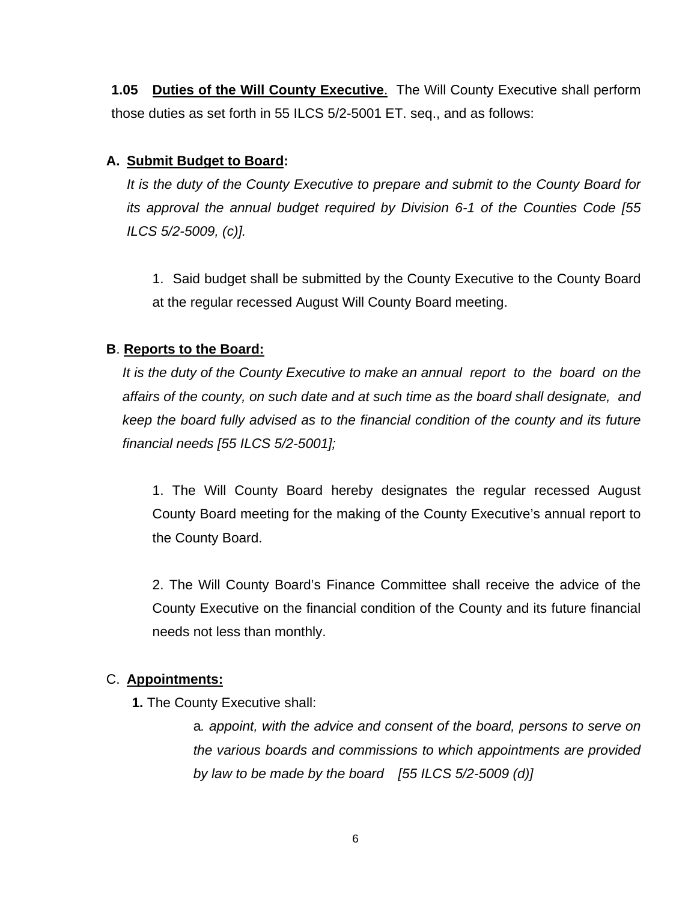**1.05 <u>Duties of the Will County Executive</u>.** The Will County Executive shall perform those duties as set forth in 55 ILCS 5/2-5001 ET. seq., and as follows:

**A. <u>Submit Budget to Board</u>:**

*It is the duty of the County Executive to prepare and submit to the County Board for its approval the annual budget required by Division 6-1 of the Counties Code [55 ILCS 5/2-5009, (c)].*

1. Said budget shall be submitted by the County Executive to the County Board at the regular recessed August Will County Board meeting.

**B. <u>Reports to the Board:</u>**

*It is the duty of the County Executive to make an annual report to the board on the affairs of the county, on such date and at such time as the board shall designate, and keep the board fully advised as to the financial condition of the county and its future financial needs [55 ILCS 5/2-5001];*

1. The Will County Board hereby designates the regular recessed August County Board meeting for the making of the County Executive's annual report to the County Board.

2. The Will County Board's Finance Committee shall receive the advice of the County Executive on the financial condition of the County and its future financial needs not less than monthly.

C. **<u>Appointments:</u>**

**1.** The County Executive shall:

a*. appoint, with the advice and consent of the board, persons to serve on the various boards and commissions to which appointments are provided by law to be made by the board [55 ILCS 5/2-5009 (d)]*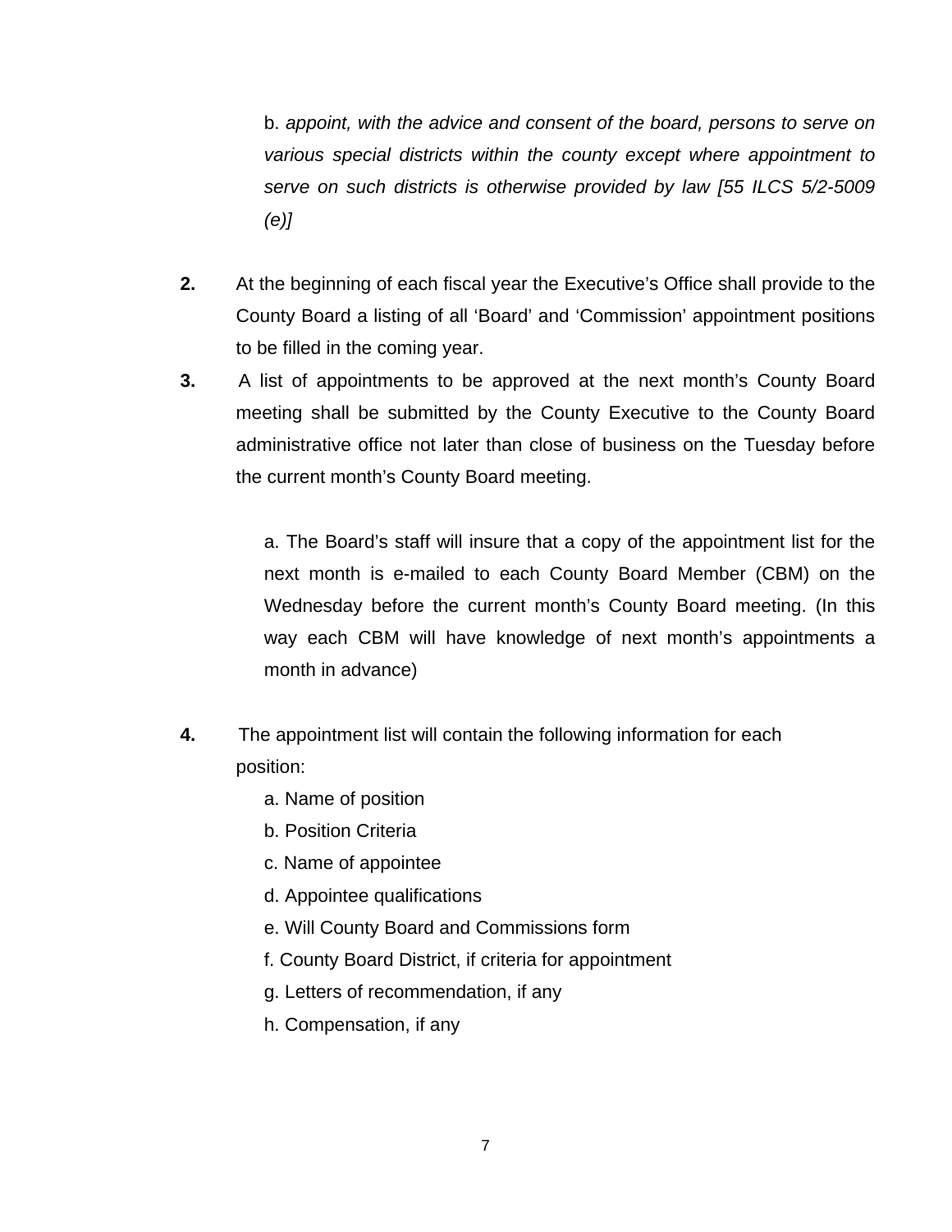b. *appoint, with the advice and consent of the board, persons to serve on various special districts within the county except where appointment to serve on such districts is otherwise provided by law [55 ILCS 5/2-5009 (e)]*

**2.** At the beginning of each fiscal year the Executive's Office shall provide to the County Board a listing of all 'Board' and 'Commission' appointment positions to be filled in the coming year.

**3.** A list of appointments to be approved at the next month's County Board meeting shall be submitted by the County Executive to the County Board administrative office not later than close of business on the Tuesday before the current month's County Board meeting.

a. The Board's staff will insure that a copy of the appointment list for the next month is e-mailed to each County Board Member (CBM) on the Wednesday before the current month's County Board meeting. (In this way each CBM will have knowledge of next month's appointments a month in advance)

**4.** The appointment list will contain the following information for each position:

a. Name of position
b. Position Criteria
c. Name of appointee
d. Appointee qualifications
e. Will County Board and Commissions form
f. County Board District, if criteria for appointment
g. Letters of recommendation, if any
h. Compensation, if any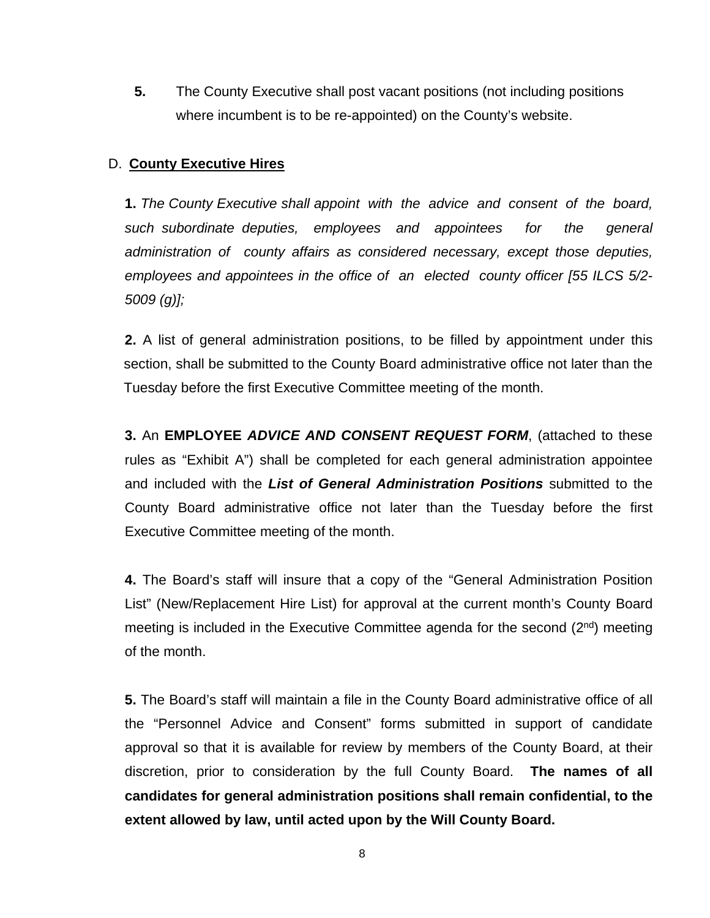**5.** The County Executive shall post vacant positions (not including positions where incumbent is to be re-appointed) on the County's website.

D. **<u>County Executive Hires</u>**

**1.** *The County Executive shall appoint with the advice and consent of the board, such subordinate deputies, employees and appointees for the general administration of county affairs as considered necessary, except those deputies, employees and appointees in the office of an elected county officer [55 ILCS 5/2-5009 (g)];*

**2.** A list of general administration positions, to be filled by appointment under this section, shall be submitted to the County Board administrative office not later than the Tuesday before the first Executive Committee meeting of the month.

**3.** An **EMPLOYEE** ***ADVICE AND CONSENT REQUEST FORM***, (attached to these rules as "Exhibit A") shall be completed for each general administration appointee and included with the ***List of General Administration Positions*** submitted to the County Board administrative office not later than the Tuesday before the first Executive Committee meeting of the month.

**4.** The Board's staff will insure that a copy of the "General Administration Position List" (New/Replacement Hire List) for approval at the current month's County Board meeting is included in the Executive Committee agenda for the second (2nd) meeting of the month.

**5.** The Board's staff will maintain a file in the County Board administrative office of all the "Personnel Advice and Consent" forms submitted in support of candidate approval so that it is available for review by members of the County Board, at their discretion, prior to consideration by the full County Board. **The names of all candidates for general administration positions shall remain confidential, to the extent allowed by law, until acted upon by the Will County Board.**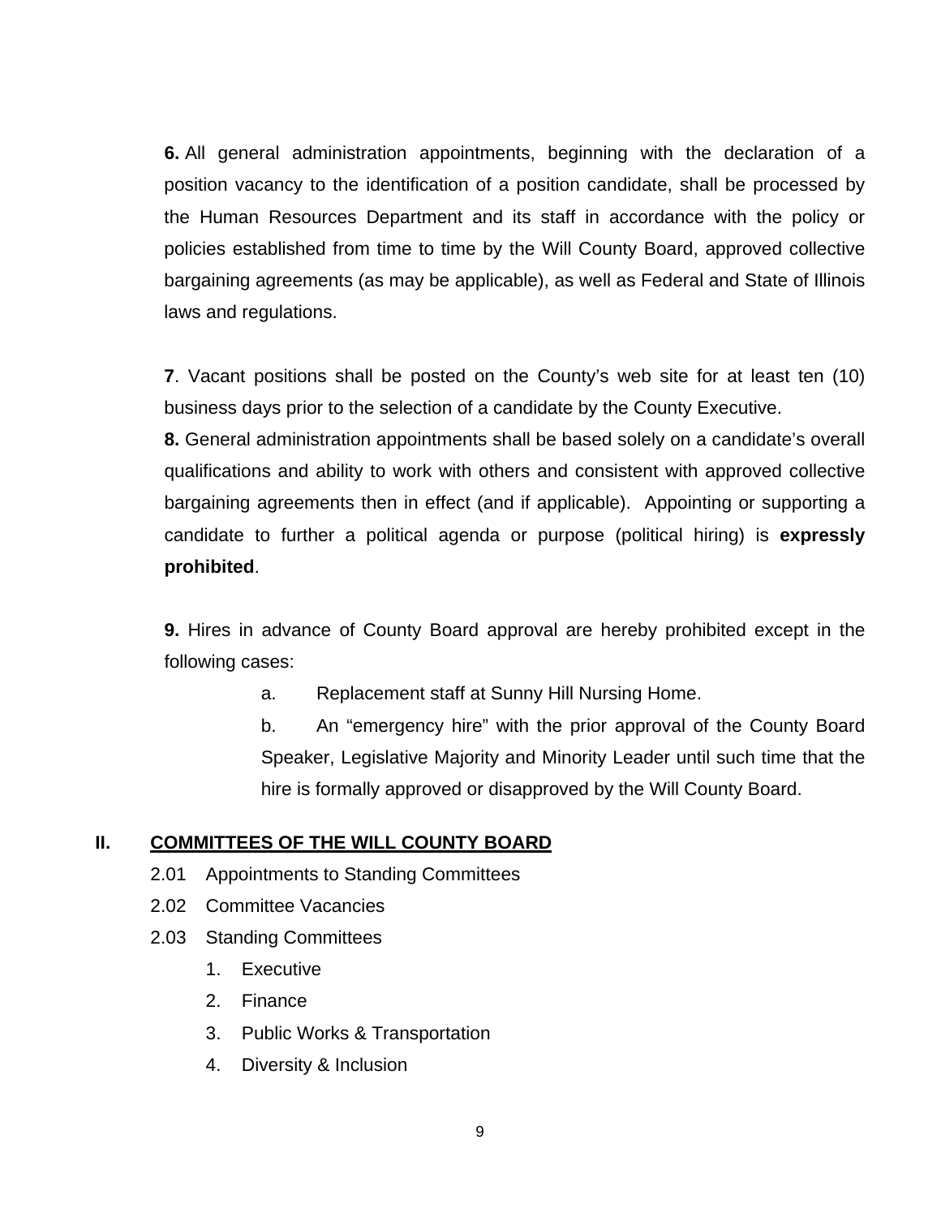**6.** All general administration appointments, beginning with the declaration of a position vacancy to the identification of a position candidate, shall be processed by the Human Resources Department and its staff in accordance with the policy or policies established from time to time by the Will County Board, approved collective bargaining agreements (as may be applicable), as well as Federal and State of Illinois laws and regulations.

**7**. Vacant positions shall be posted on the County's web site for at least ten (10) business days prior to the selection of a candidate by the County Executive.

**8.** General administration appointments shall be based solely on a candidate's overall qualifications and ability to work with others and consistent with approved collective bargaining agreements then in effect (and if applicable). Appointing or supporting a candidate to further a political agenda or purpose (political hiring) is **expressly prohibited**.

**9.** Hires in advance of County Board approval are hereby prohibited except in the following cases:

a. Replacement staff at Sunny Hill Nursing Home.

b. An "emergency hire" with the prior approval of the County Board Speaker, Legislative Majority and Minority Leader until such time that the hire is formally approved or disapproved by the Will County Board.

## II. COMMITTEES OF THE WILL COUNTY BOARD

2.01 Appointments to Standing Committees

2.02 Committee Vacancies

2.03 Standing Committees

1. Executive
2. Finance
3. Public Works & Transportation
4. Diversity & Inclusion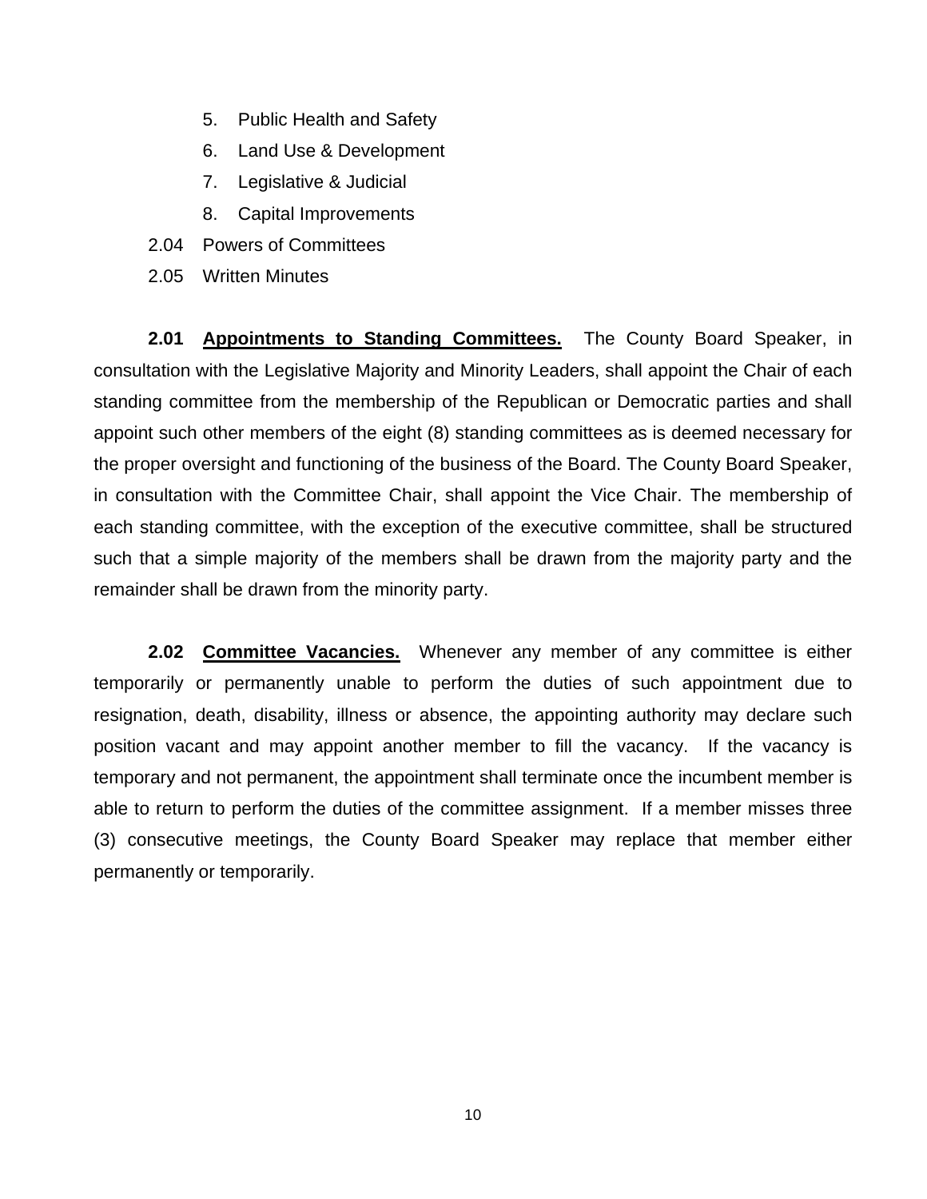5. Public Health and Safety
6. Land Use & Development
7. Legislative & Judicial
8. Capital Improvements

2.04 Powers of Committees

2.05 Written Minutes

**2.01 <u>Appointments to Standing Committees.</u>** The County Board Speaker, in consultation with the Legislative Majority and Minority Leaders, shall appoint the Chair of each standing committee from the membership of the Republican or Democratic parties and shall appoint such other members of the eight (8) standing committees as is deemed necessary for the proper oversight and functioning of the business of the Board. The County Board Speaker, in consultation with the Committee Chair, shall appoint the Vice Chair. The membership of each standing committee, with the exception of the executive committee, shall be structured such that a simple majority of the members shall be drawn from the majority party and the remainder shall be drawn from the minority party.

**2.02 <u>Committee Vacancies.</u>** Whenever any member of any committee is either temporarily or permanently unable to perform the duties of such appointment due to resignation, death, disability, illness or absence, the appointing authority may declare such position vacant and may appoint another member to fill the vacancy. If the vacancy is temporary and not permanent, the appointment shall terminate once the incumbent member is able to return to perform the duties of the committee assignment. If a member misses three (3) consecutive meetings, the County Board Speaker may replace that member either permanently or temporarily.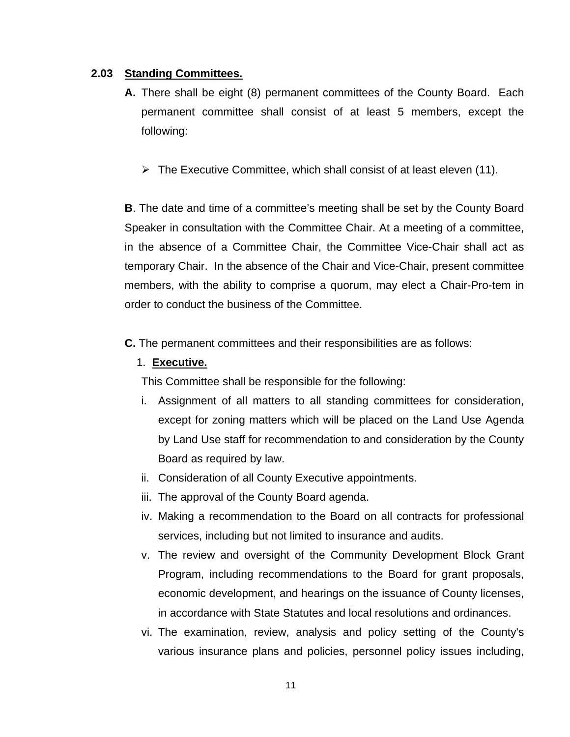## 2.03 Standing Committees.

**A.** There shall be eight (8) permanent committees of the County Board. Each permanent committee shall consist of at least 5 members, except the following:

- The Executive Committee, which shall consist of at least eleven (11).

**B**. The date and time of a committee's meeting shall be set by the County Board Speaker in consultation with the Committee Chair. At a meeting of a committee, in the absence of a Committee Chair, the Committee Vice-Chair shall act as temporary Chair. In the absence of the Chair and Vice-Chair, present committee members, with the ability to comprise a quorum, may elect a Chair-Pro-tem in order to conduct the business of the Committee.

**C.** The permanent committees and their responsibilities are as follows:

1. **Executive.**

This Committee shall be responsible for the following:

i. Assignment of all matters to all standing committees for consideration, except for zoning matters which will be placed on the Land Use Agenda by Land Use staff for recommendation to and consideration by the County Board as required by law.

ii. Consideration of all County Executive appointments.

iii. The approval of the County Board agenda.

iv. Making a recommendation to the Board on all contracts for professional services, including but not limited to insurance and audits.

v. The review and oversight of the Community Development Block Grant Program, including recommendations to the Board for grant proposals, economic development, and hearings on the issuance of County licenses, in accordance with State Statutes and local resolutions and ordinances.

vi. The examination, review, analysis and policy setting of the County's various insurance plans and policies, personnel policy issues including,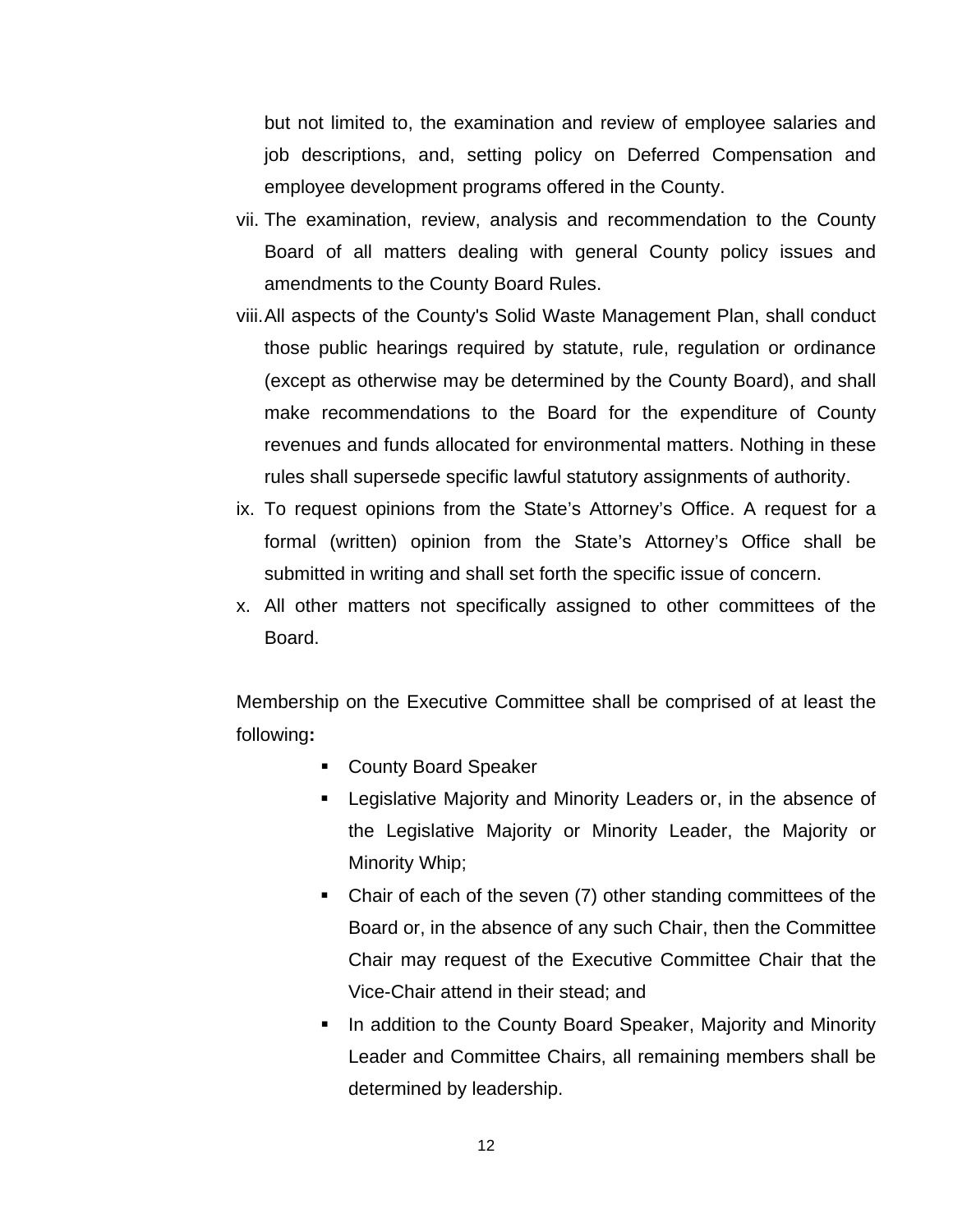but not limited to, the examination and review of employee salaries and job descriptions, and, setting policy on Deferred Compensation and employee development programs offered in the County.

vii. The examination, review, analysis and recommendation to the County Board of all matters dealing with general County policy issues and amendments to the County Board Rules.

viii. All aspects of the County's Solid Waste Management Plan, shall conduct those public hearings required by statute, rule, regulation or ordinance (except as otherwise may be determined by the County Board), and shall make recommendations to the Board for the expenditure of County revenues and funds allocated for environmental matters. Nothing in these rules shall supersede specific lawful statutory assignments of authority.

ix. To request opinions from the State’s Attorney’s Office. A request for a formal (written) opinion from the State’s Attorney’s Office shall be submitted in writing and shall set forth the specific issue of concern.

x. All other matters not specifically assigned to other committees of the Board.

Membership on the Executive Committee shall be comprised of at least the following**:**

- County Board Speaker
- Legislative Majority and Minority Leaders or, in the absence of the Legislative Majority or Minority Leader, the Majority or Minority Whip;
- Chair of each of the seven (7) other standing committees of the Board or, in the absence of any such Chair, then the Committee Chair may request of the Executive Committee Chair that the Vice-Chair attend in their stead; and
- In addition to the County Board Speaker, Majority and Minority Leader and Committee Chairs, all remaining members shall be determined by leadership.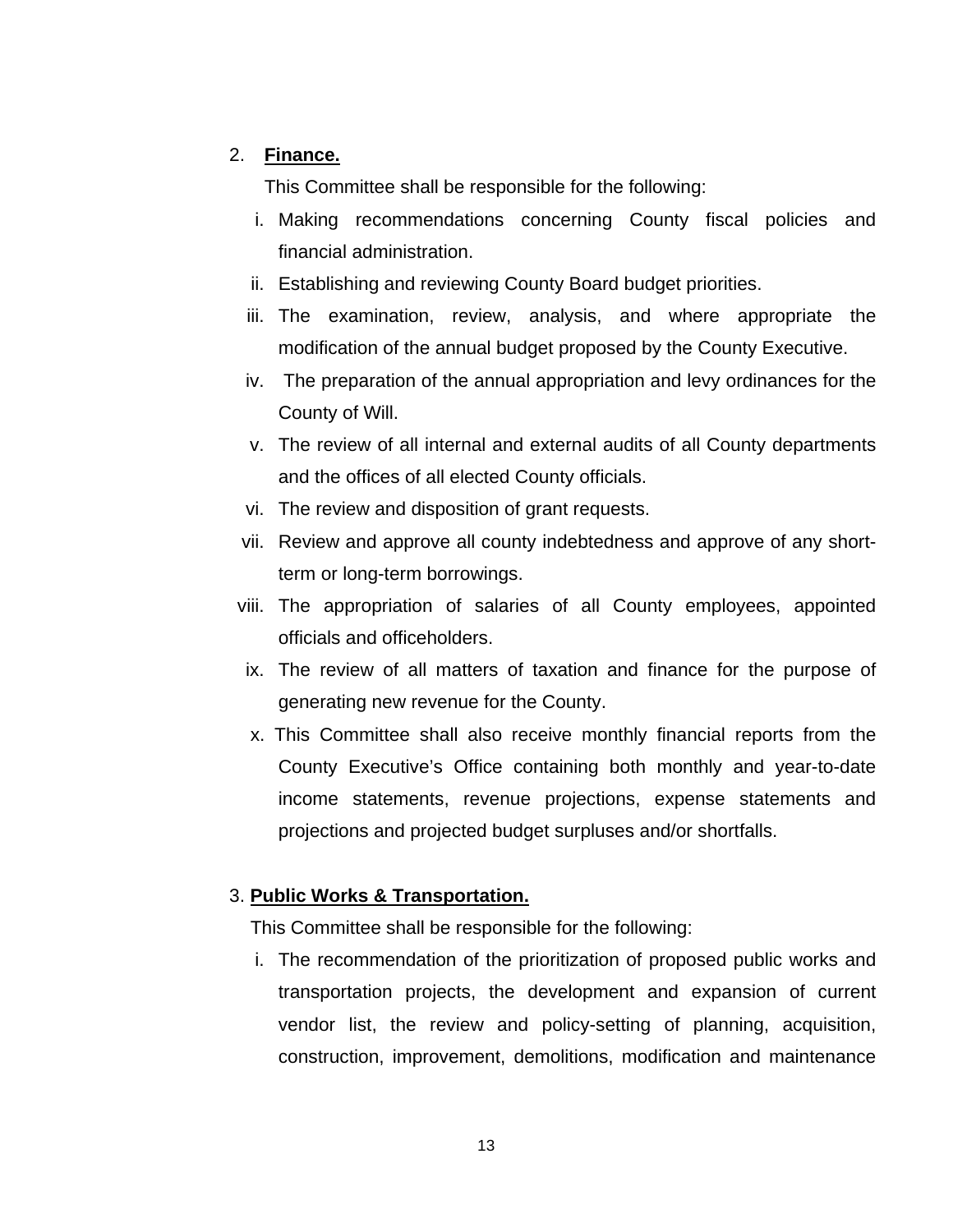2. **Finance.**

This Committee shall be responsible for the following:

i. Making recommendations concerning County fiscal policies and financial administration.

ii. Establishing and reviewing County Board budget priorities.

iii. The examination, review, analysis, and where appropriate the modification of the annual budget proposed by the County Executive.

iv. The preparation of the annual appropriation and levy ordinances for the County of Will.

v. The review of all internal and external audits of all County departments and the offices of all elected County officials.

vi. The review and disposition of grant requests.

vii. Review and approve all county indebtedness and approve of any short-term or long-term borrowings.

viii. The appropriation of salaries of all County employees, appointed officials and officeholders.

ix. The review of all matters of taxation and finance for the purpose of generating new revenue for the County.

x. This Committee shall also receive monthly financial reports from the County Executive's Office containing both monthly and year-to-date income statements, revenue projections, expense statements and projections and projected budget surpluses and/or shortfalls.

3. **Public Works & Transportation.**

This Committee shall be responsible for the following:

i. The recommendation of the prioritization of proposed public works and transportation projects, the development and expansion of current vendor list, the review and policy-setting of planning, acquisition, construction, improvement, demolitions, modification and maintenance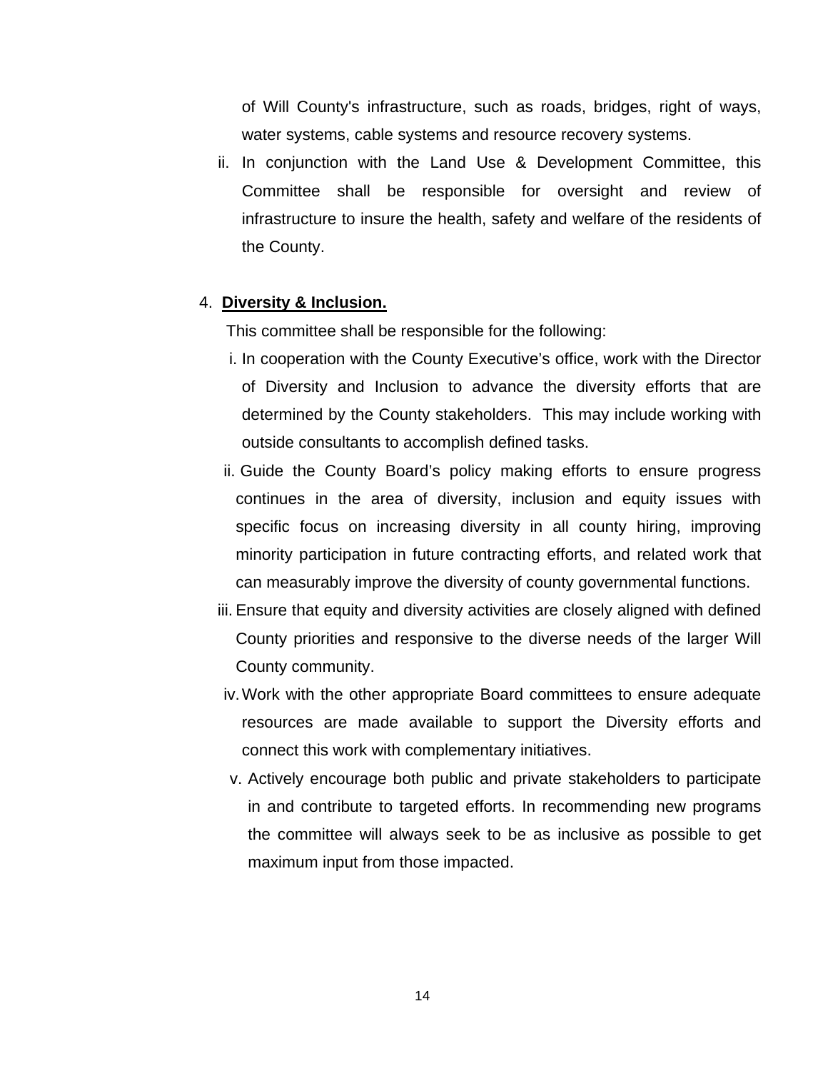of Will County's infrastructure, such as roads, bridges, right of ways, water systems, cable systems and resource recovery systems.

ii. In conjunction with the Land Use & Development Committee, this Committee shall be responsible for oversight and review of infrastructure to insure the health, safety and welfare of the residents of the County.

4. **<u>Diversity & Inclusion.</u>**

This committee shall be responsible for the following:

i. In cooperation with the County Executive's office, work with the Director of Diversity and Inclusion to advance the diversity efforts that are determined by the County stakeholders. This may include working with outside consultants to accomplish defined tasks.

ii. Guide the County Board's policy making efforts to ensure progress continues in the area of diversity, inclusion and equity issues with specific focus on increasing diversity in all county hiring, improving minority participation in future contracting efforts, and related work that can measurably improve the diversity of county governmental functions.

iii. Ensure that equity and diversity activities are closely aligned with defined County priorities and responsive to the diverse needs of the larger Will County community.

iv. Work with the other appropriate Board committees to ensure adequate resources are made available to support the Diversity efforts and connect this work with complementary initiatives.

v. Actively encourage both public and private stakeholders to participate in and contribute to targeted efforts. In recommending new programs the committee will always seek to be as inclusive as possible to get maximum input from those impacted.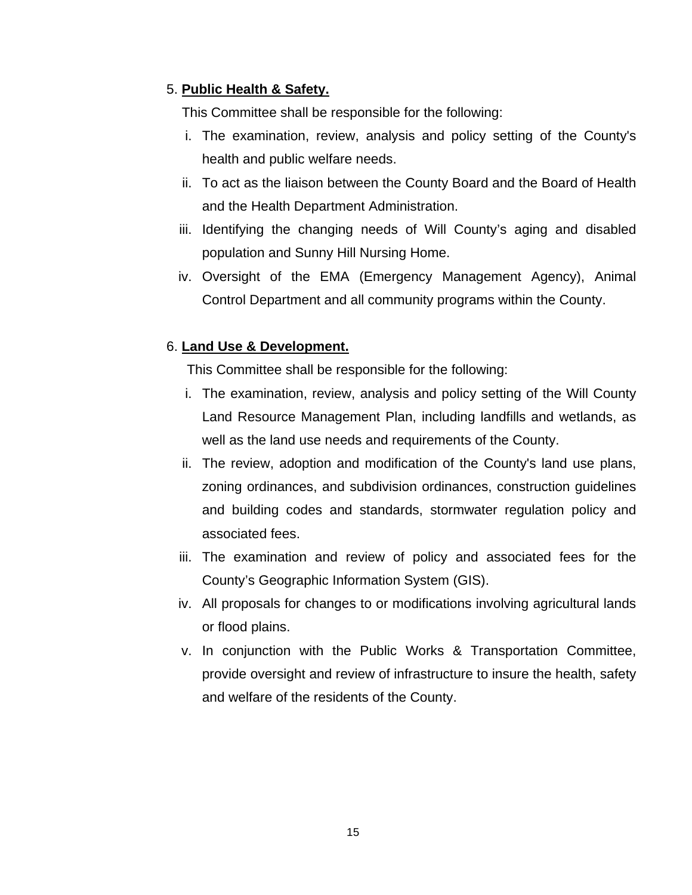5. **Public Health & Safety.**

This Committee shall be responsible for the following:

i. The examination, review, analysis and policy setting of the County's health and public welfare needs.

ii. To act as the liaison between the County Board and the Board of Health and the Health Department Administration.

iii. Identifying the changing needs of Will County's aging and disabled population and Sunny Hill Nursing Home.

iv. Oversight of the EMA (Emergency Management Agency), Animal Control Department and all community programs within the County.

6. **Land Use & Development.**

This Committee shall be responsible for the following:

i. The examination, review, analysis and policy setting of the Will County Land Resource Management Plan, including landfills and wetlands, as well as the land use needs and requirements of the County.

ii. The review, adoption and modification of the County's land use plans, zoning ordinances, and subdivision ordinances, construction guidelines and building codes and standards, stormwater regulation policy and associated fees.

iii. The examination and review of policy and associated fees for the County's Geographic Information System (GIS).

iv. All proposals for changes to or modifications involving agricultural lands or flood plains.

v. In conjunction with the Public Works & Transportation Committee, provide oversight and review of infrastructure to insure the health, safety and welfare of the residents of the County.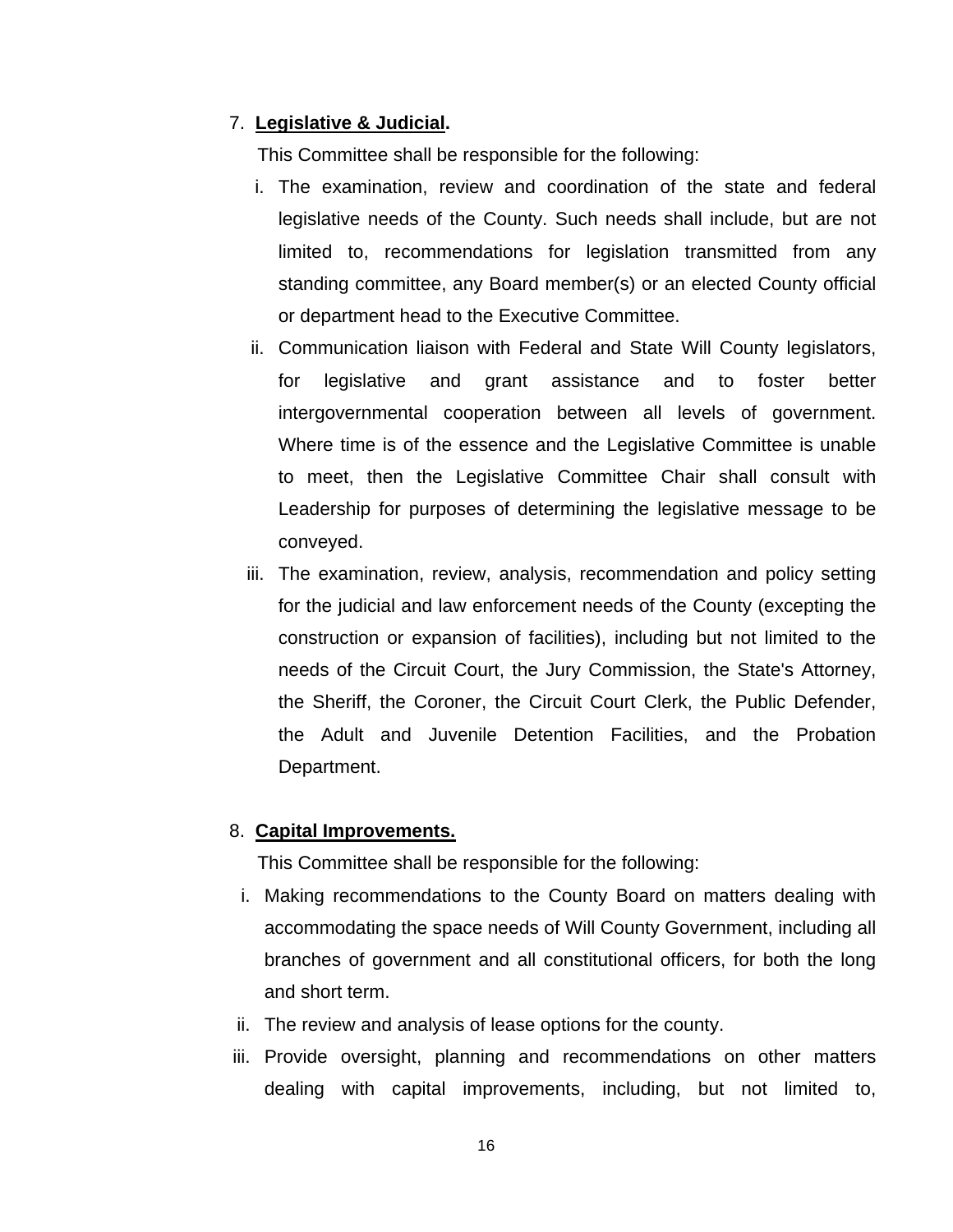7. **Legislative & Judicial.**

   This Committee shall be responsible for the following:

   i. The examination, review and coordination of the state and federal legislative needs of the County. Such needs shall include, but are not limited to, recommendations for legislation transmitted from any standing committee, any Board member(s) or an elected County official or department head to the Executive Committee.

   ii. Communication liaison with Federal and State Will County legislators, for legislative and grant assistance and to foster better intergovernmental cooperation between all levels of government. Where time is of the essence and the Legislative Committee is unable to meet, then the Legislative Committee Chair shall consult with Leadership for purposes of determining the legislative message to be conveyed.

   iii. The examination, review, analysis, recommendation and policy setting for the judicial and law enforcement needs of the County (excepting the construction or expansion of facilities), including but not limited to the needs of the Circuit Court, the Jury Commission, the State's Attorney, the Sheriff, the Coroner, the Circuit Court Clerk, the Public Defender, the Adult and Juvenile Detention Facilities, and the Probation Department.

8. **Capital Improvements.**

   This Committee shall be responsible for the following:

   i. Making recommendations to the County Board on matters dealing with accommodating the space needs of Will County Government, including all branches of government and all constitutional officers, for both the long and short term.

   ii. The review and analysis of lease options for the county.

   iii. Provide oversight, planning and recommendations on other matters dealing with capital improvements, including, but not limited to,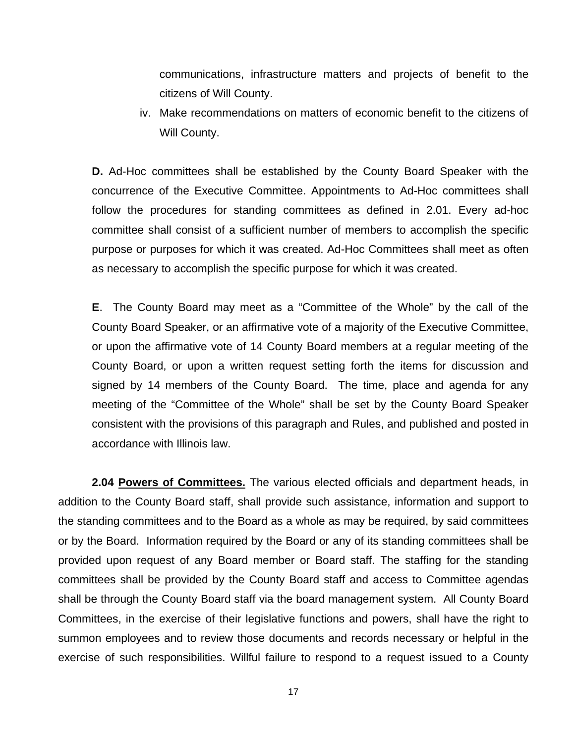communications, infrastructure matters and projects of benefit to the citizens of Will County.

iv. Make recommendations on matters of economic benefit to the citizens of Will County.

**D.** Ad-Hoc committees shall be established by the County Board Speaker with the concurrence of the Executive Committee. Appointments to Ad-Hoc committees shall follow the procedures for standing committees as defined in 2.01. Every ad-hoc committee shall consist of a sufficient number of members to accomplish the specific purpose or purposes for which it was created. Ad-Hoc Committees shall meet as often as necessary to accomplish the specific purpose for which it was created.

**E**. The County Board may meet as a "Committee of the Whole" by the call of the County Board Speaker, or an affirmative vote of a majority of the Executive Committee, or upon the affirmative vote of 14 County Board members at a regular meeting of the County Board, or upon a written request setting forth the items for discussion and signed by 14 members of the County Board. The time, place and agenda for any meeting of the "Committee of the Whole" shall be set by the County Board Speaker consistent with the provisions of this paragraph and Rules, and published and posted in accordance with Illinois law.

**2.04 <u>Powers of Committees.</u>** The various elected officials and department heads, in addition to the County Board staff, shall provide such assistance, information and support to the standing committees and to the Board as a whole as may be required, by said committees or by the Board. Information required by the Board or any of its standing committees shall be provided upon request of any Board member or Board staff. The staffing for the standing committees shall be provided by the County Board staff and access to Committee agendas shall be through the County Board staff via the board management system. All County Board Committees, in the exercise of their legislative functions and powers, shall have the right to summon employees and to review those documents and records necessary or helpful in the exercise of such responsibilities. Willful failure to respond to a request issued to a County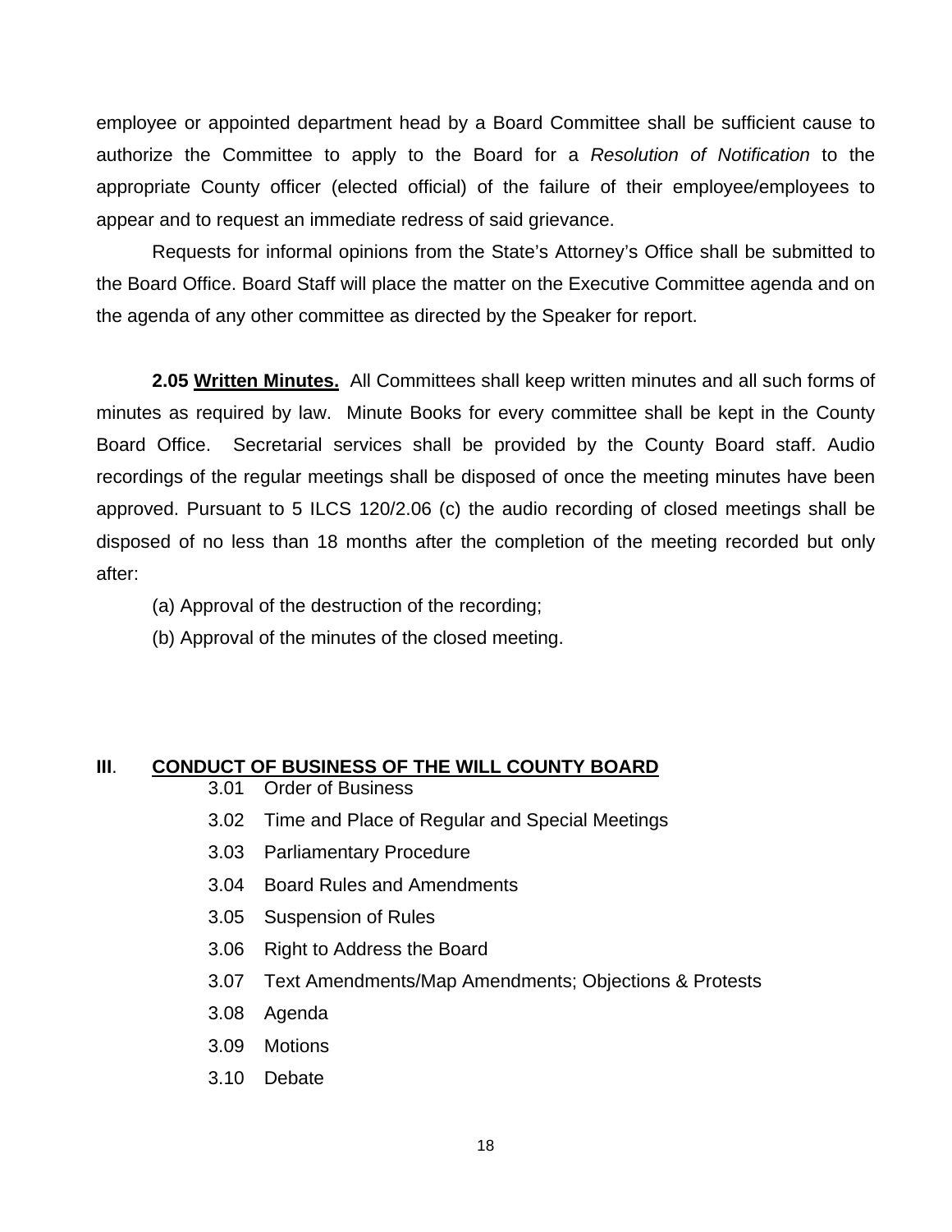employee or appointed department head by a Board Committee shall be sufficient cause to authorize the Committee to apply to the Board for a *Resolution of Notification* to the appropriate County officer (elected official) of the failure of their employee/employees to appear and to request an immediate redress of said grievance.

Requests for informal opinions from the State's Attorney's Office shall be submitted to the Board Office. Board Staff will place the matter on the Executive Committee agenda and on the agenda of any other committee as directed by the Speaker for report.

**2.05 Written Minutes.** All Committees shall keep written minutes and all such forms of minutes as required by law. Minute Books for every committee shall be kept in the County Board Office. Secretarial services shall be provided by the County Board staff. Audio recordings of the regular meetings shall be disposed of once the meeting minutes have been approved. Pursuant to 5 ILCS 120/2.06 (c) the audio recording of closed meetings shall be disposed of no less than 18 months after the completion of the meeting recorded but only after:

(a) Approval of the destruction of the recording;

(b) Approval of the minutes of the closed meeting.

## III. CONDUCT OF BUSINESS OF THE WILL COUNTY BOARD

3.01 Order of Business

3.02 Time and Place of Regular and Special Meetings

3.03 Parliamentary Procedure

3.04 Board Rules and Amendments

3.05 Suspension of Rules

3.06 Right to Address the Board

3.07 Text Amendments/Map Amendments; Objections & Protests

3.08 Agenda

3.09 Motions

3.10 Debate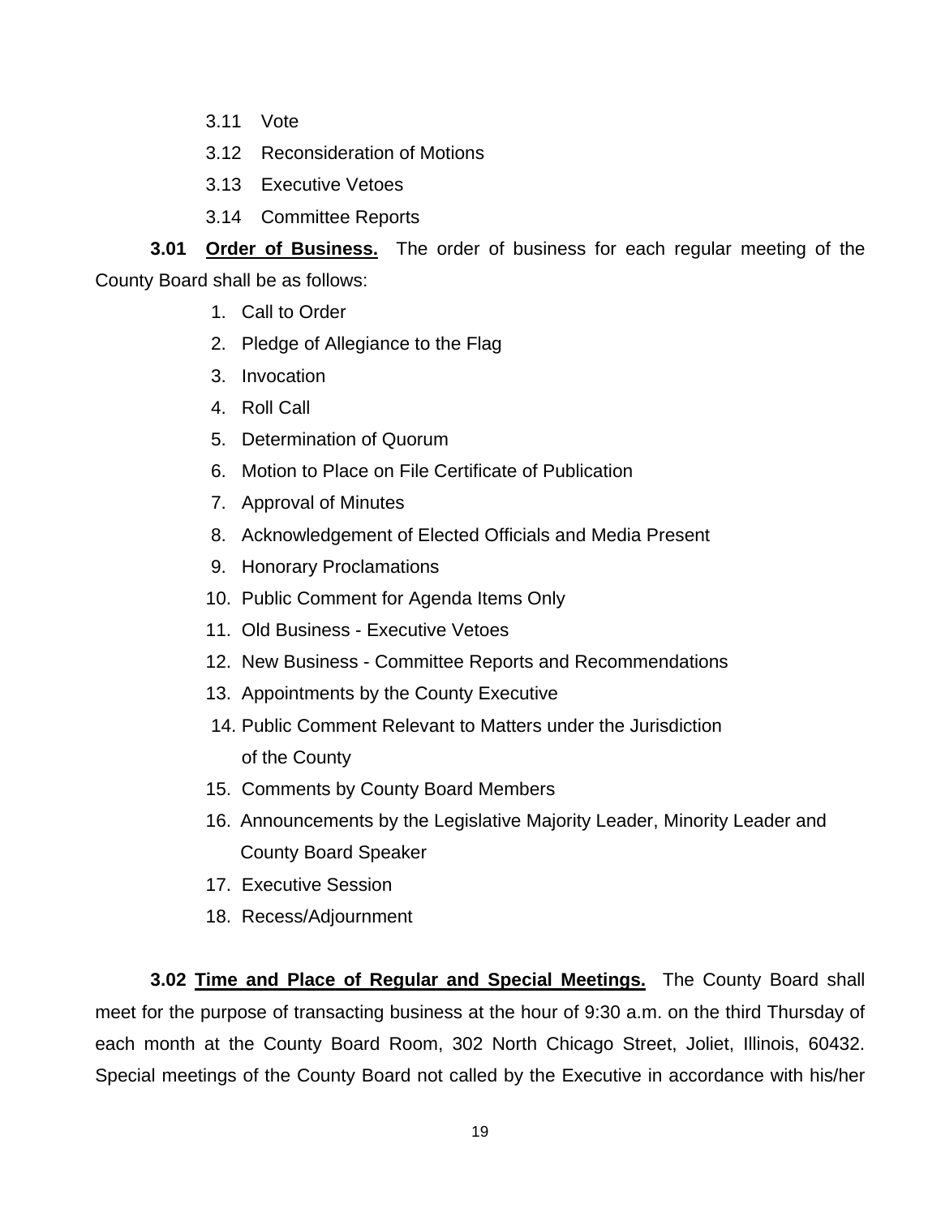- 3.11 Vote
- 3.12 Reconsideration of Motions
- 3.13 Executive Vetoes
- 3.14 Committee Reports

**3.01 <u>Order of Business.</u>** The order of business for each regular meeting of the County Board shall be as follows:

1. Call to Order
2. Pledge of Allegiance to the Flag
3. Invocation
4. Roll Call
5. Determination of Quorum
6. Motion to Place on File Certificate of Publication
7. Approval of Minutes
8. Acknowledgement of Elected Officials and Media Present
9. Honorary Proclamations
10. Public Comment for Agenda Items Only
11. Old Business - Executive Vetoes
12. New Business - Committee Reports and Recommendations
13. Appointments by the County Executive
14. Public Comment Relevant to Matters under the Jurisdiction of the County
15. Comments by County Board Members
16. Announcements by the Legislative Majority Leader, Minority Leader and County Board Speaker
17. Executive Session
18. Recess/Adjournment

**3.02 <u>Time and Place of Regular and Special Meetings.</u>** The County Board shall meet for the purpose of transacting business at the hour of 9:30 a.m. on the third Thursday of each month at the County Board Room, 302 North Chicago Street, Joliet, Illinois, 60432. Special meetings of the County Board not called by the Executive in accordance with his/her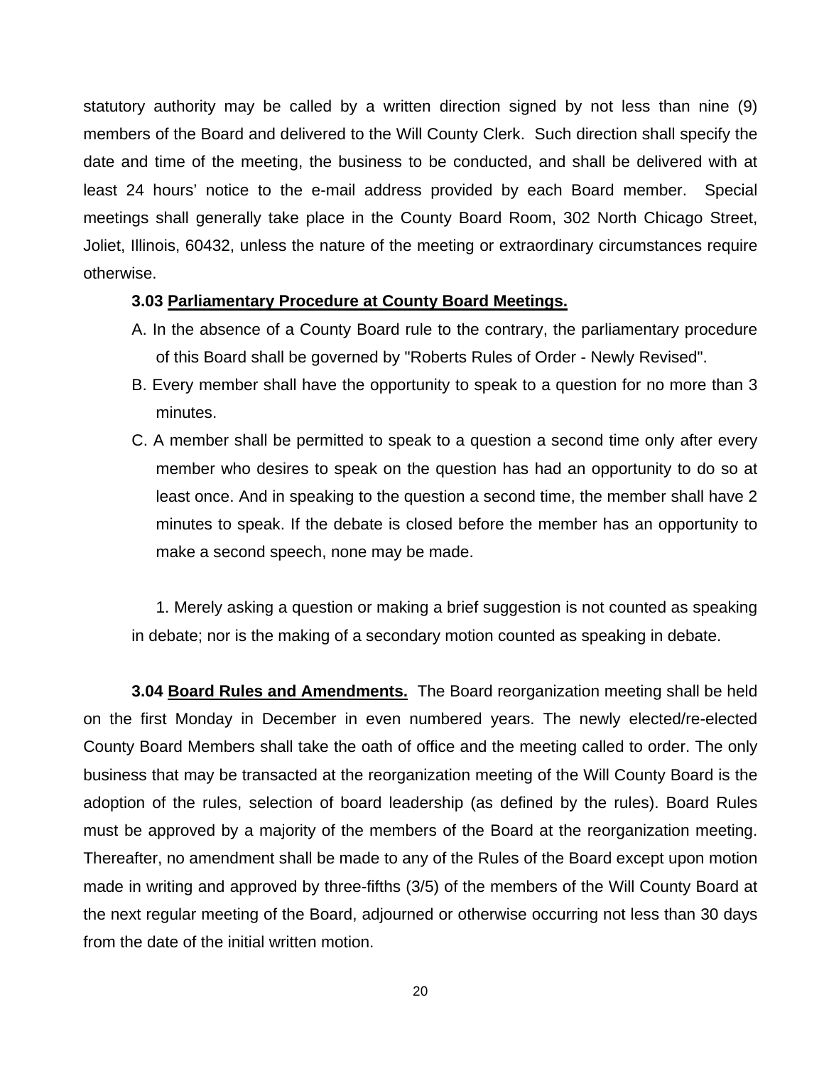statutory authority may be called by a written direction signed by not less than nine (9) members of the Board and delivered to the Will County Clerk. Such direction shall specify the date and time of the meeting, the business to be conducted, and shall be delivered with at least 24 hours' notice to the e-mail address provided by each Board member. Special meetings shall generally take place in the County Board Room, 302 North Chicago Street, Joliet, Illinois, 60432, unless the nature of the meeting or extraordinary circumstances require otherwise.

**3.03 <u>Parliamentary Procedure at County Board Meetings.</u>**

A. In the absence of a County Board rule to the contrary, the parliamentary procedure of this Board shall be governed by "Roberts Rules of Order - Newly Revised".

B. Every member shall have the opportunity to speak to a question for no more than 3 minutes.

C. A member shall be permitted to speak to a question a second time only after every member who desires to speak on the question has had an opportunity to do so at least once. And in speaking to the question a second time, the member shall have 2 minutes to speak. If the debate is closed before the member has an opportunity to make a second speech, none may be made.

1. Merely asking a question or making a brief suggestion is not counted as speaking in debate; nor is the making of a secondary motion counted as speaking in debate.

**3.04 <u>Board Rules and Amendments.</u>** The Board reorganization meeting shall be held on the first Monday in December in even numbered years. The newly elected/re-elected County Board Members shall take the oath of office and the meeting called to order. The only business that may be transacted at the reorganization meeting of the Will County Board is the adoption of the rules, selection of board leadership (as defined by the rules). Board Rules must be approved by a majority of the members of the Board at the reorganization meeting. Thereafter, no amendment shall be made to any of the Rules of the Board except upon motion made in writing and approved by three-fifths (3/5) of the members of the Will County Board at the next regular meeting of the Board, adjourned or otherwise occurring not less than 30 days from the date of the initial written motion.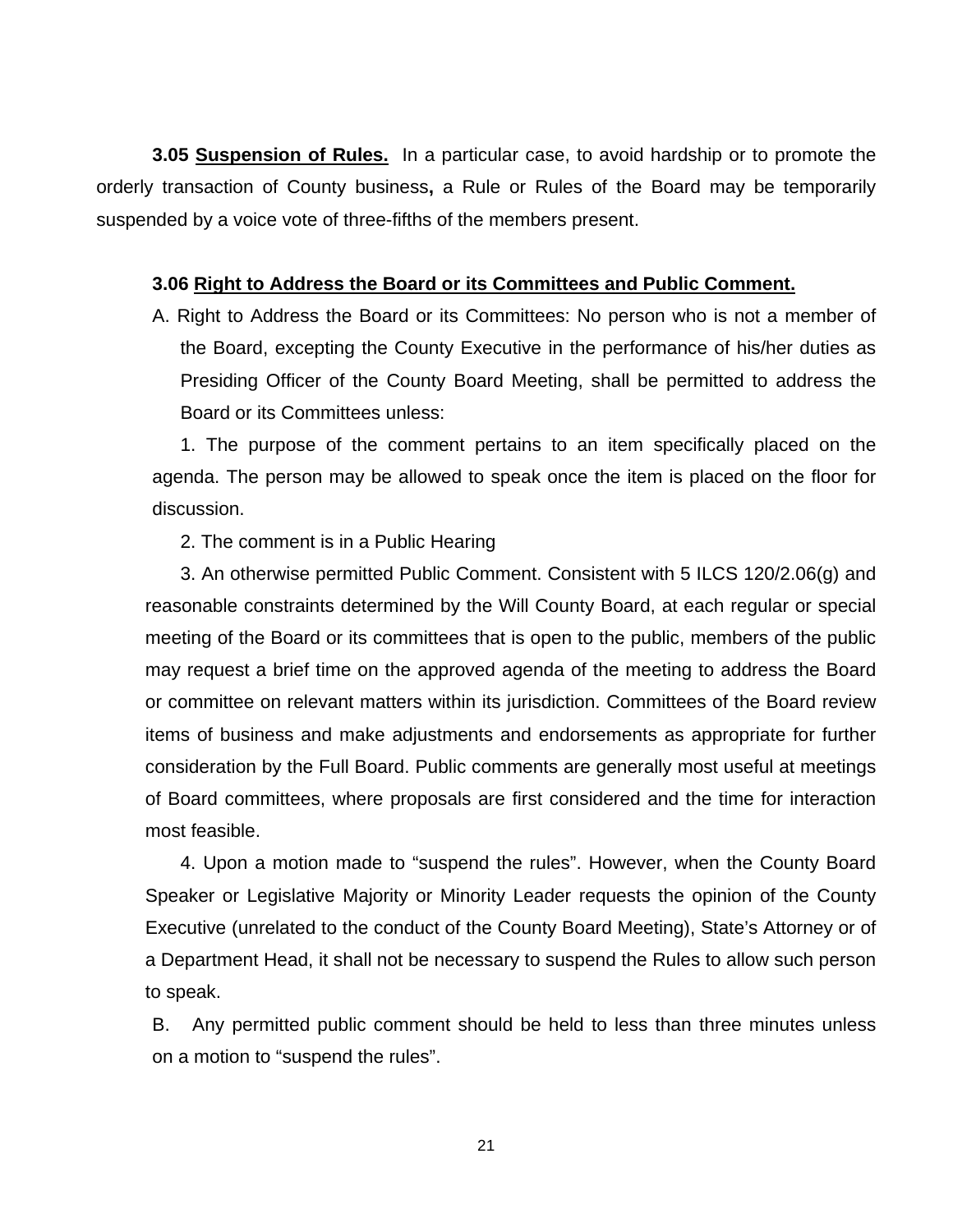**3.05 Suspension of Rules.** In a particular case, to avoid hardship or to promote the orderly transaction of County business**,** a Rule or Rules of the Board may be temporarily suspended by a voice vote of three-fifths of the members present.

**3.06 Right to Address the Board or its Committees and Public Comment.**

A. Right to Address the Board or its Committees: No person who is not a member of the Board, excepting the County Executive in the performance of his/her duties as Presiding Officer of the County Board Meeting, shall be permitted to address the Board or its Committees unless:

1. The purpose of the comment pertains to an item specifically placed on the agenda. The person may be allowed to speak once the item is placed on the floor for discussion.

2. The comment is in a Public Hearing

3. An otherwise permitted Public Comment. Consistent with 5 ILCS 120/2.06(g) and reasonable constraints determined by the Will County Board, at each regular or special meeting of the Board or its committees that is open to the public, members of the public may request a brief time on the approved agenda of the meeting to address the Board or committee on relevant matters within its jurisdiction. Committees of the Board review items of business and make adjustments and endorsements as appropriate for further consideration by the Full Board. Public comments are generally most useful at meetings of Board committees, where proposals are first considered and the time for interaction most feasible.

4. Upon a motion made to "suspend the rules". However, when the County Board Speaker or Legislative Majority or Minority Leader requests the opinion of the County Executive (unrelated to the conduct of the County Board Meeting), State's Attorney or of a Department Head, it shall not be necessary to suspend the Rules to allow such person to speak.

B. Any permitted public comment should be held to less than three minutes unless on a motion to "suspend the rules".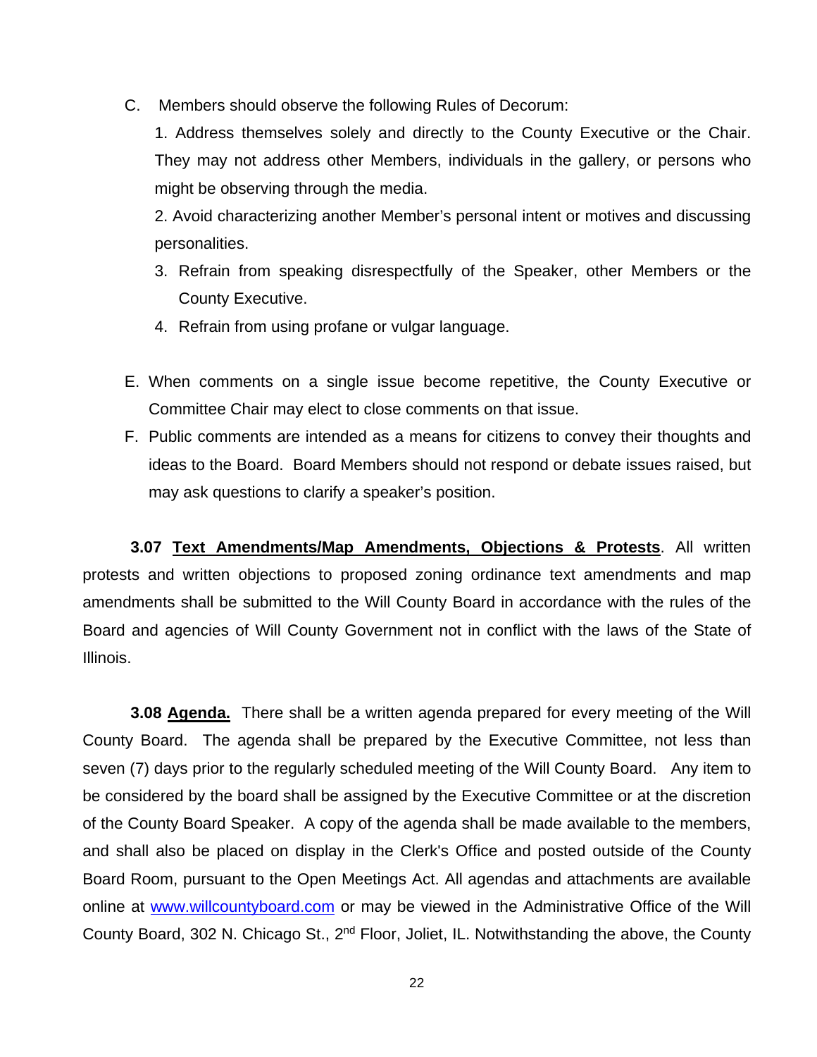C. Members should observe the following Rules of Decorum:

1. Address themselves solely and directly to the County Executive or the Chair. They may not address other Members, individuals in the gallery, or persons who might be observing through the media.
2. Avoid characterizing another Member's personal intent or motives and discussing personalities.
3. Refrain from speaking disrespectfully of the Speaker, other Members or the County Executive.
4. Refrain from using profane or vulgar language.

E. When comments on a single issue become repetitive, the County Executive or Committee Chair may elect to close comments on that issue.

F. Public comments are intended as a means for citizens to convey their thoughts and ideas to the Board. Board Members should not respond or debate issues raised, but may ask questions to clarify a speaker's position.

**3.07 <u>Text Amendments/Map Amendments, Objections & Protests</u>**. All written protests and written objections to proposed zoning ordinance text amendments and map amendments shall be submitted to the Will County Board in accordance with the rules of the Board and agencies of Will County Government not in conflict with the laws of the State of Illinois.

**3.08 <u>Agenda.</u>** There shall be a written agenda prepared for every meeting of the Will County Board. The agenda shall be prepared by the Executive Committee, not less than seven (7) days prior to the regularly scheduled meeting of the Will County Board. Any item to be considered by the board shall be assigned by the Executive Committee or at the discretion of the County Board Speaker. A copy of the agenda shall be made available to the members, and shall also be placed on display in the Clerk's Office and posted outside of the County Board Room, pursuant to the Open Meetings Act. All agendas and attachments are available online at [www.willcountyboard.com](http://www.willcountyboard.com) or may be viewed in the Administrative Office of the Will County Board, 302 N. Chicago St., 2nd Floor, Joliet, IL. Notwithstanding the above, the County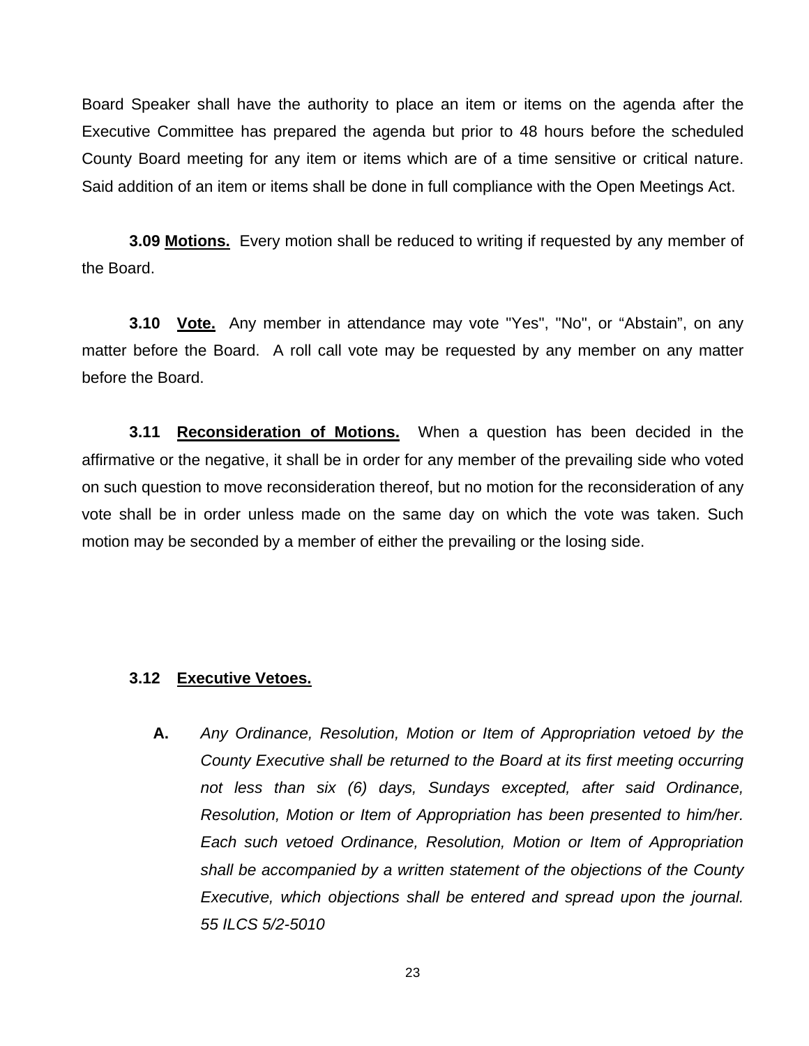Board Speaker shall have the authority to place an item or items on the agenda after the Executive Committee has prepared the agenda but prior to 48 hours before the scheduled County Board meeting for any item or items which are of a time sensitive or critical nature. Said addition of an item or items shall be done in full compliance with the Open Meetings Act.

**3.09 Motions.** Every motion shall be reduced to writing if requested by any member of the Board.

**3.10 Vote.** Any member in attendance may vote "Yes", "No", or "Abstain", on any matter before the Board. A roll call vote may be requested by any member on any matter before the Board.

**3.11 Reconsideration of Motions.** When a question has been decided in the affirmative or the negative, it shall be in order for any member of the prevailing side who voted on such question to move reconsideration thereof, but no motion for the reconsideration of any vote shall be in order unless made on the same day on which the vote was taken. Such motion may be seconded by a member of either the prevailing or the losing side.

**3.12 Executive Vetoes.**

**A.** *Any Ordinance, Resolution, Motion or Item of Appropriation vetoed by the County Executive shall be returned to the Board at its first meeting occurring not less than six (6) days, Sundays excepted, after said Ordinance, Resolution, Motion or Item of Appropriation has been presented to him/her. Each such vetoed Ordinance, Resolution, Motion or Item of Appropriation shall be accompanied by a written statement of the objections of the County Executive, which objections shall be entered and spread upon the journal. 55 ILCS 5/2-5010*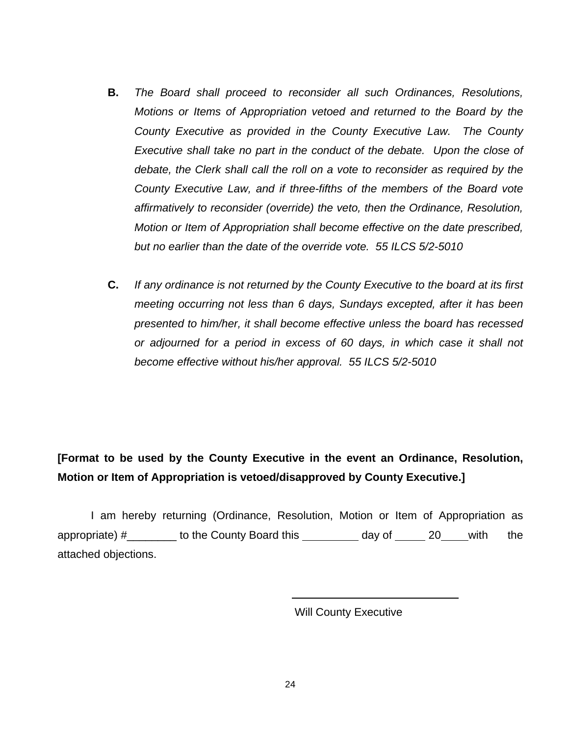**B.** *The Board shall proceed to reconsider all such Ordinances, Resolutions, Motions or Items of Appropriation vetoed and returned to the Board by the County Executive as provided in the County Executive Law. The County Executive shall take no part in the conduct of the debate. Upon the close of debate, the Clerk shall call the roll on a vote to reconsider as required by the County Executive Law, and if three-fifths of the members of the Board vote affirmatively to reconsider (override) the veto, then the Ordinance, Resolution, Motion or Item of Appropriation shall become effective on the date prescribed, but no earlier than the date of the override vote. 55 ILCS 5/2-5010*

**C.** *If any ordinance is not returned by the County Executive to the board at its first meeting occurring not less than 6 days, Sundays excepted, after it has been presented to him/her, it shall become effective unless the board has recessed or adjourned for a period in excess of 60 days, in which case it shall not become effective without his/her approval. 55 ILCS 5/2-5010*

**[Format to be used by the County Executive in the event an Ordinance, Resolution, Motion or Item of Appropriation is vetoed/disapproved by County Executive.]**

I am hereby returning (Ordinance, Resolution, Motion or Item of Appropriation as appropriate) #________ to the County Board this _________ day of _____ 20____ with the attached objections.

______________________________
Will County Executive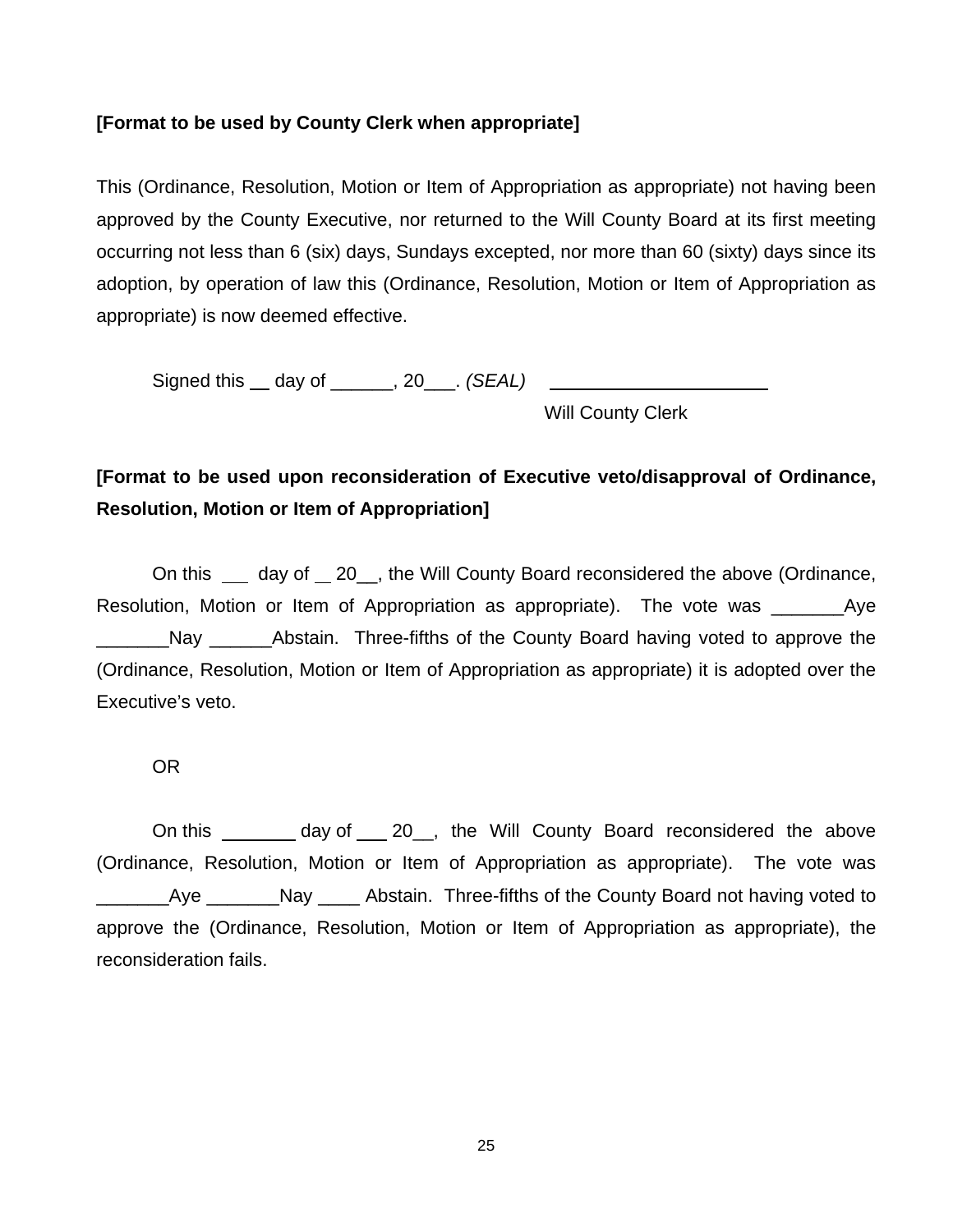**[Format to be used by County Clerk when appropriate]**

This (Ordinance, Resolution, Motion or Item of Appropriation as appropriate) not having been approved by the County Executive, nor returned to the Will County Board at its first meeting occurring not less than 6 (six) days, Sundays excepted, nor more than 60 (sixty) days since its adoption, by operation of law this (Ordinance, Resolution, Motion or Item of Appropriation as appropriate) is now deemed effective.

Signed this __ day of ______, 20___. *(SEAL)* ______________________

Will County Clerk

**[Format to be used upon reconsideration of Executive veto/disapproval of Ordinance, Resolution, Motion or Item of Appropriation]**

On this ___ day of __ 20__, the Will County Board reconsidered the above (Ordinance, Resolution, Motion or Item of Appropriation as appropriate). The vote was _______Aye _______Nay ______Abstain. Three-fifths of the County Board having voted to approve the (Ordinance, Resolution, Motion or Item of Appropriation as appropriate) it is adopted over the Executive's veto.

OR

On this _______ day of ___ 20__, the Will County Board reconsidered the above (Ordinance, Resolution, Motion or Item of Appropriation as appropriate). The vote was _______Aye _______Nay ____ Abstain. Three-fifths of the County Board not having voted to approve the (Ordinance, Resolution, Motion or Item of Appropriation as appropriate), the reconsideration fails.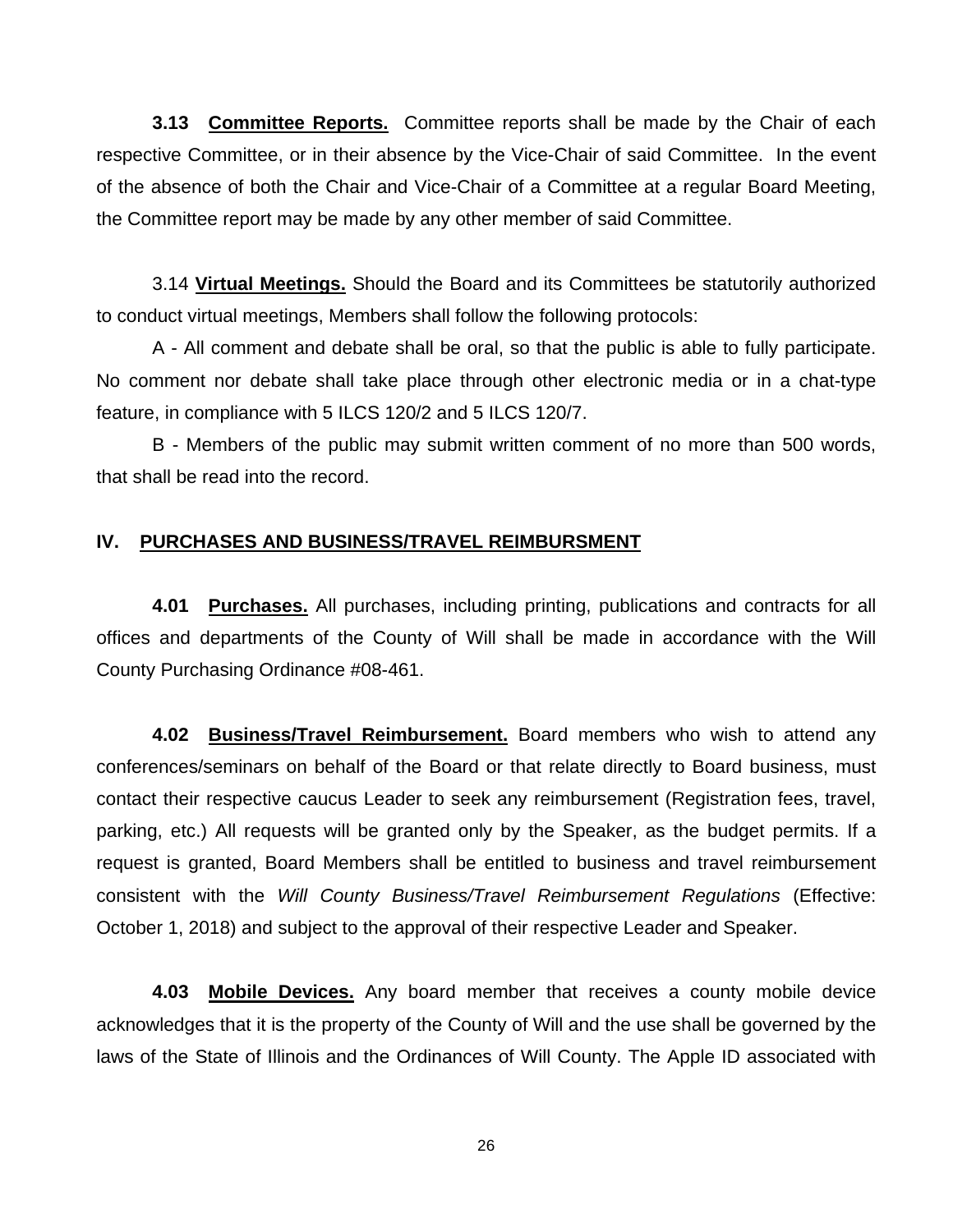**3.13 Committee Reports.** Committee reports shall be made by the Chair of each respective Committee, or in their absence by the Vice-Chair of said Committee. In the event of the absence of both the Chair and Vice-Chair of a Committee at a regular Board Meeting, the Committee report may be made by any other member of said Committee.

3.14 **Virtual Meetings.** Should the Board and its Committees be statutorily authorized to conduct virtual meetings, Members shall follow the following protocols:

A - All comment and debate shall be oral, so that the public is able to fully participate. No comment nor debate shall take place through other electronic media or in a chat-type feature, in compliance with 5 ILCS 120/2 and 5 ILCS 120/7.

B - Members of the public may submit written comment of no more than 500 words, that shall be read into the record.

## IV. PURCHASES AND BUSINESS/TRAVEL REIMBURSMENT

**4.01 Purchases.** All purchases, including printing, publications and contracts for all offices and departments of the County of Will shall be made in accordance with the Will County Purchasing Ordinance #08-461.

**4.02 Business/Travel Reimbursement.** Board members who wish to attend any conferences/seminars on behalf of the Board or that relate directly to Board business, must contact their respective caucus Leader to seek any reimbursement (Registration fees, travel, parking, etc.) All requests will be granted only by the Speaker, as the budget permits. If a request is granted, Board Members shall be entitled to business and travel reimbursement consistent with the *Will County Business/Travel Reimbursement Regulations* (Effective: October 1, 2018) and subject to the approval of their respective Leader and Speaker.

**4.03 Mobile Devices.** Any board member that receives a county mobile device acknowledges that it is the property of the County of Will and the use shall be governed by the laws of the State of Illinois and the Ordinances of Will County. The Apple ID associated with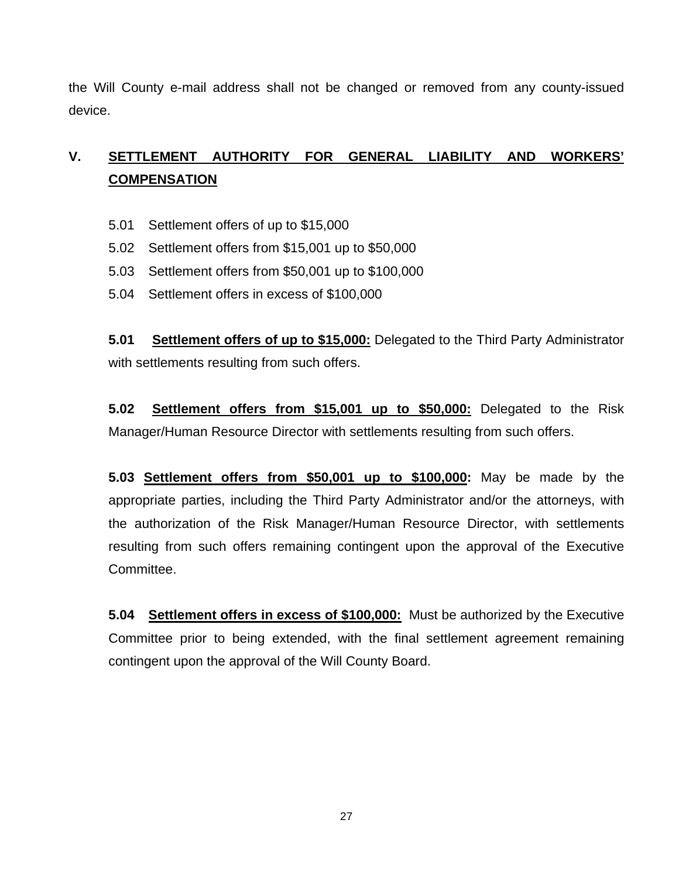the Will County e-mail address shall not be changed or removed from any county-issued device.

## V. SETTLEMENT AUTHORITY FOR GENERAL LIABILITY AND WORKERS' COMPENSATION

5.01 Settlement offers of up to $15,000
5.02 Settlement offers from $15,001 up to $50,000
5.03 Settlement offers from $50,001 up to $100,000
5.04 Settlement offers in excess of $100,000

**5.01 <u>Settlement offers of up to $15,000:</u>** Delegated to the Third Party Administrator with settlements resulting from such offers.

**5.02 <u>Settlement offers from $15,001 up to $50,000:</u>** Delegated to the Risk Manager/Human Resource Director with settlements resulting from such offers.

**5.03 <u>Settlement offers from $50,001 up to $100,000</u>:** May be made by the appropriate parties, including the Third Party Administrator and/or the attorneys, with the authorization of the Risk Manager/Human Resource Director, with settlements resulting from such offers remaining contingent upon the approval of the Executive Committee.

**5.04 <u>Settlement offers in excess of $100,000:</u>** Must be authorized by the Executive Committee prior to being extended, with the final settlement agreement remaining contingent upon the approval of the Will County Board.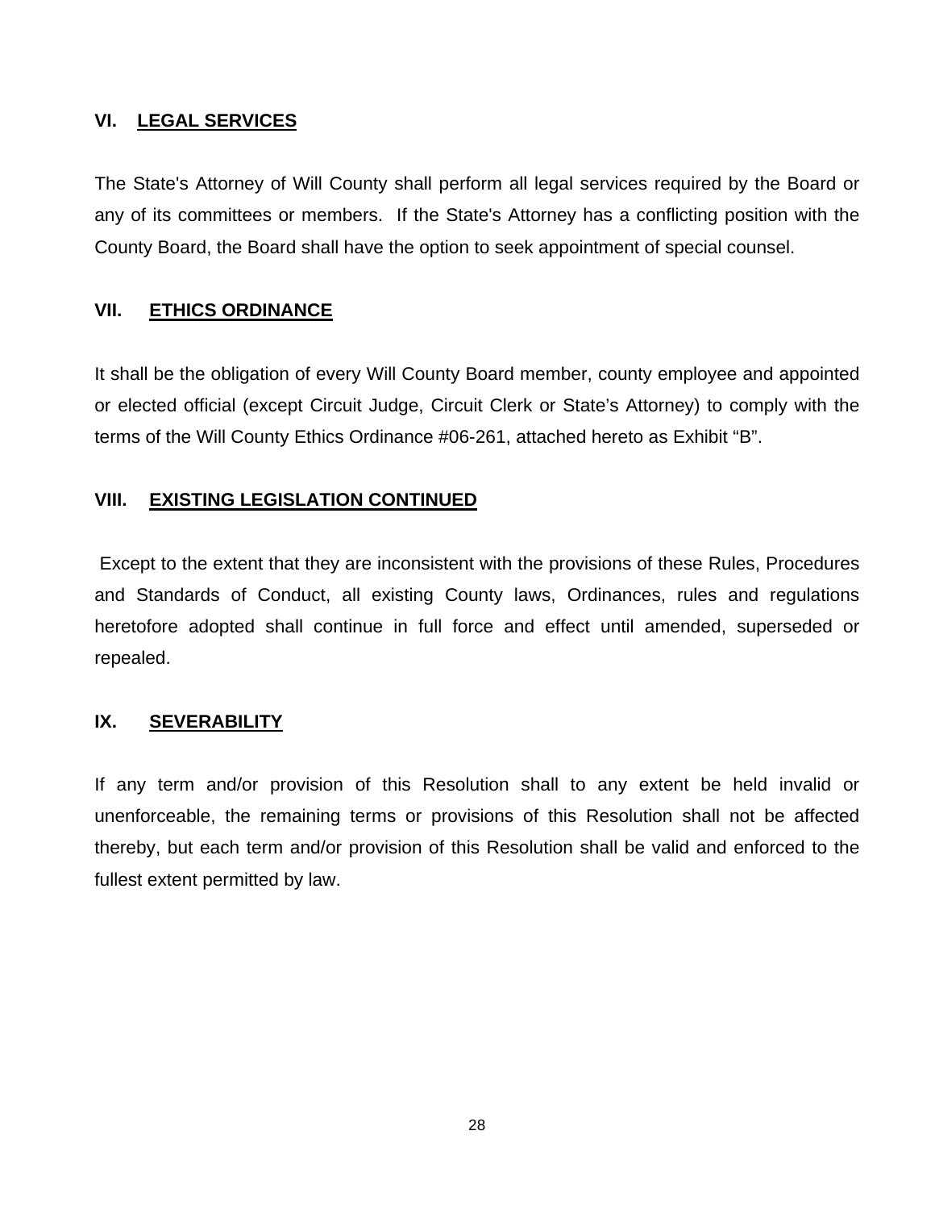## VI. LEGAL SERVICES

The State's Attorney of Will County shall perform all legal services required by the Board or any of its committees or members. If the State's Attorney has a conflicting position with the County Board, the Board shall have the option to seek appointment of special counsel.

## VII. ETHICS ORDINANCE

It shall be the obligation of every Will County Board member, county employee and appointed or elected official (except Circuit Judge, Circuit Clerk or State's Attorney) to comply with the terms of the Will County Ethics Ordinance #06-261, attached hereto as Exhibit "B".

## VIII. EXISTING LEGISLATION CONTINUED

Except to the extent that they are inconsistent with the provisions of these Rules, Procedures and Standards of Conduct, all existing County laws, Ordinances, rules and regulations heretofore adopted shall continue in full force and effect until amended, superseded or repealed.

## IX. SEVERABILITY

If any term and/or provision of this Resolution shall to any extent be held invalid or unenforceable, the remaining terms or provisions of this Resolution shall not be affected thereby, but each term and/or provision of this Resolution shall be valid and enforced to the fullest extent permitted by law.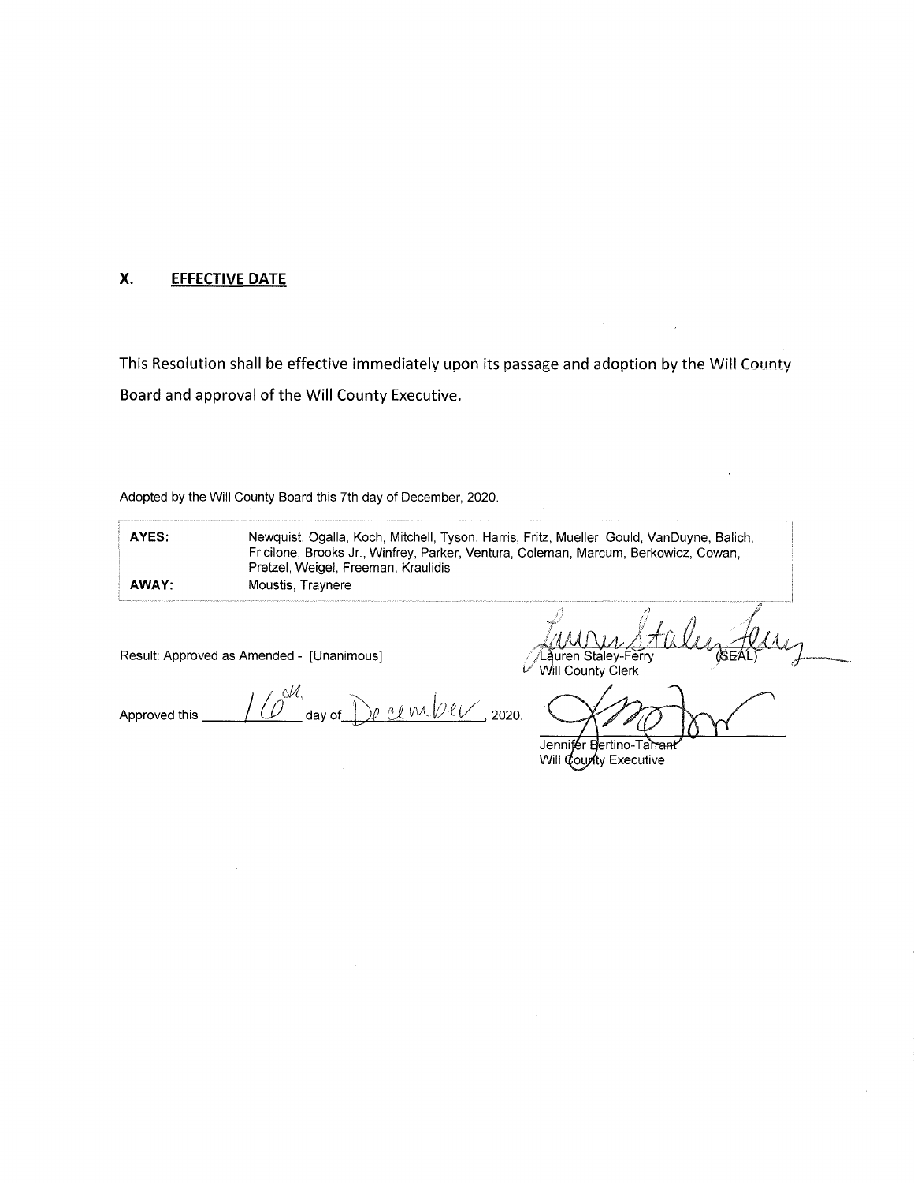## X. EFFECTIVE DATE

This Resolution shall be effective immediately upon its passage and adoption by the Will County Board and approval of the Will County Executive.

Adopted by the Will County Board this 7th day of December, 2020.

| | |
|---|---|
| **AYES:** | Newquist, Ogalla, Koch, Mitchell, Tyson, Harris, Fritz, Mueller, Gould, VanDuyne, Balich, Fricilone, Brooks Jr., Winfrey, Parker, Ventura, Coleman, Marcum, Berkowicz, Cowan, Pretzel, Weigel, Freeman, Kraulidis |
| **AWAY:** | Moustis, Traynere |

Result: Approved as Amended - [Unanimous]

Lauren Staley-Ferry (SEAL)
Will County Clerk

Approved this 16th day of December, 2020.

Jennifer Bertino-Tarrant
Will County Executive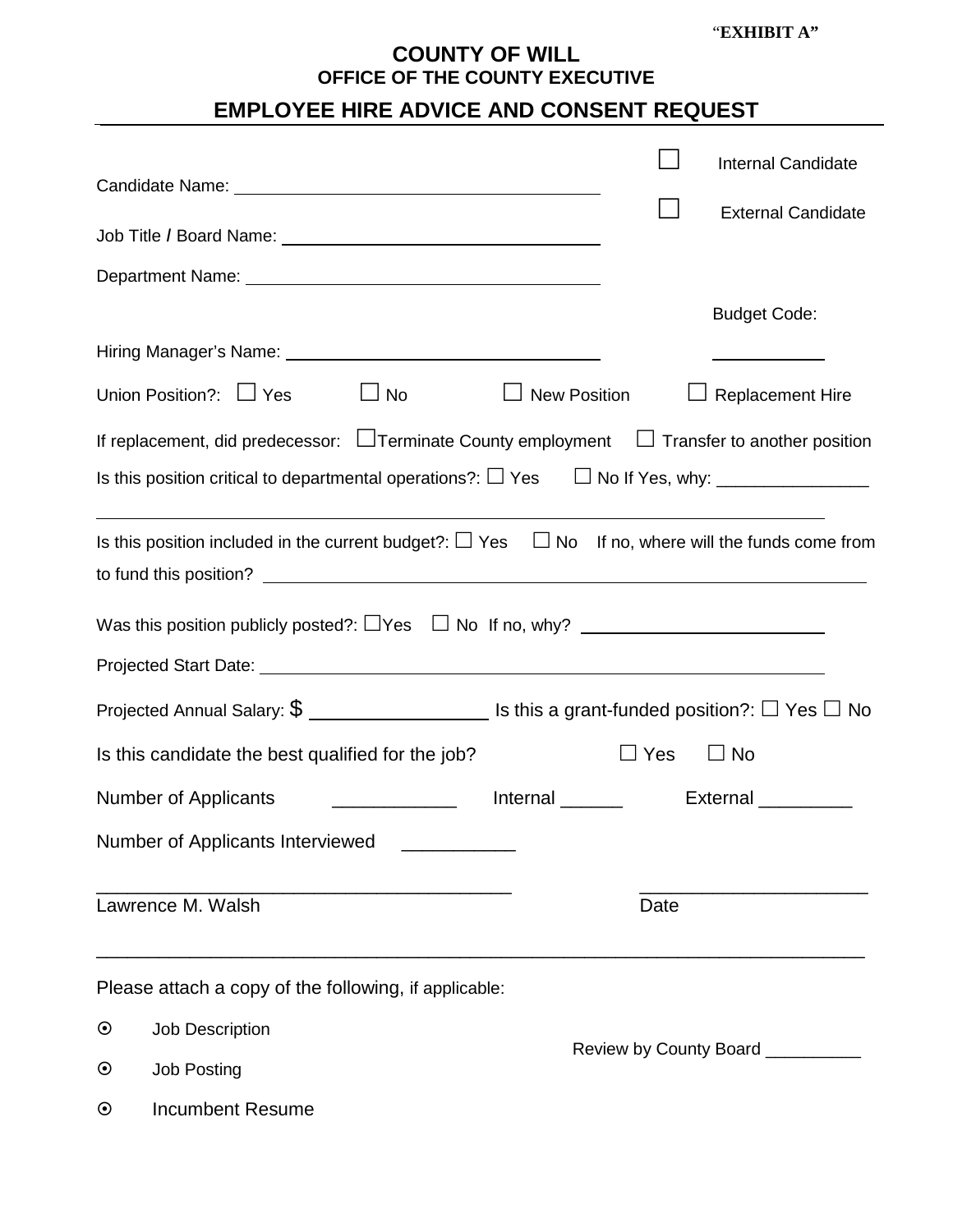"EXHIBIT A"

# COUNTY OF WILL
## OFFICE OF THE COUNTY EXECUTIVE

## EMPLOYEE HIRE ADVICE AND CONSENT REQUEST

Candidate Name: ____________________ ☐ Internal Candidate ☐ External Candidate

Job Title / Board Name: ____________________

Department Name: ____________________

Hiring Manager's Name: ____________________ Budget Code: __________

Union Position?: ☐ Yes ☐ No ☐ New Position ☐ Replacement Hire

If replacement, did predecessor: ☐Terminate County employment ☐ Transfer to another position

Is this position critical to departmental operations?: ☐ Yes ☐ No If Yes, why: _______________

____________________

Is this position included in the current budget?: ☐ Yes ☐ No If no, where will the funds come from to fund this position? ____________________

Was this position publicly posted?: ☐Yes ☐ No If no, why? ____________________

Projected Start Date: ____________________

Projected Annual Salary: $ __________ Is this a grant-funded position?: ☐ Yes ☐ No

Is this candidate the best qualified for the job? ☐ Yes ☐ No

Number of Applicants ___________ Internal ______ External _________

Number of Applicants Interviewed __________

_______________________________________ _____________________

Lawrence M. Walsh Date

____________________________________________________________________________

Please attach a copy of the following, if applicable:

- Job Description
- Job Posting
- Incumbent Resume

Review by County Board __________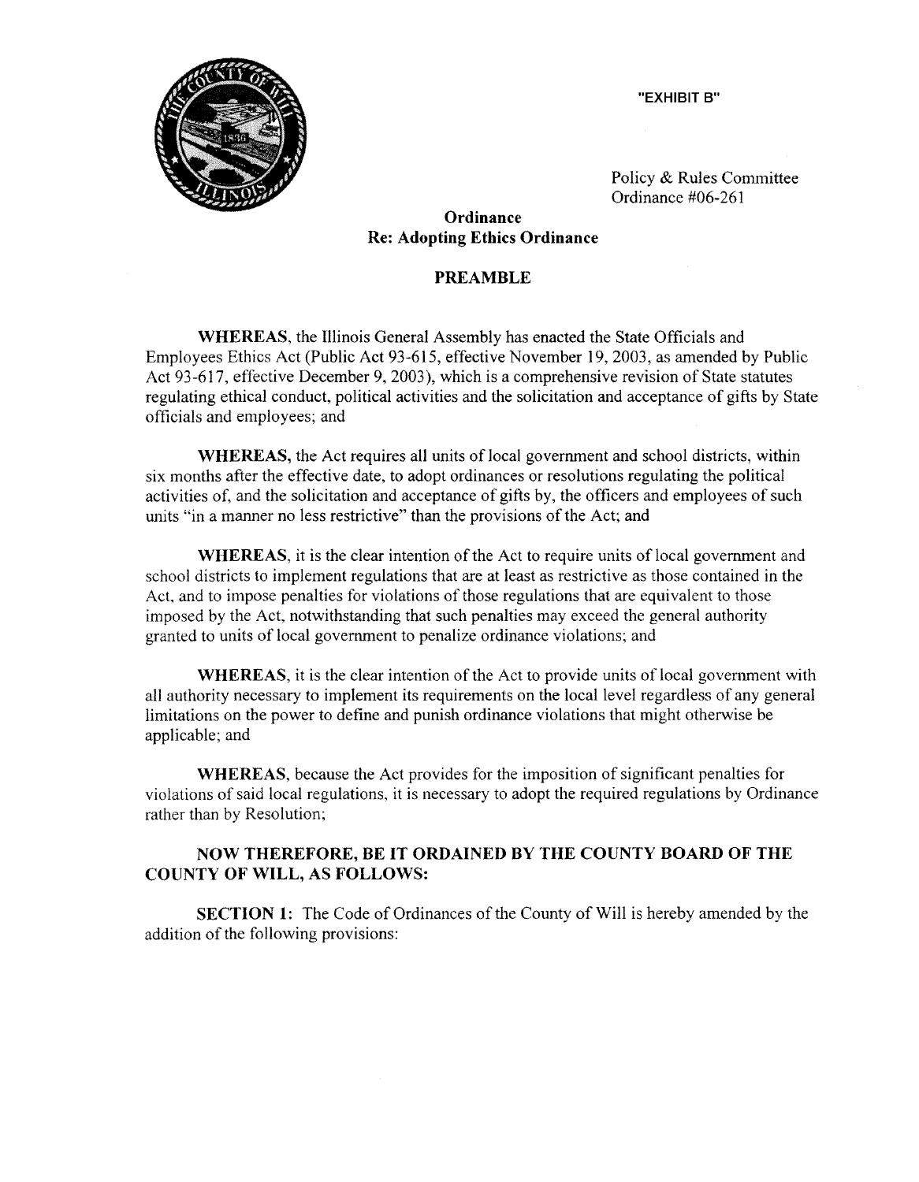"EXHIBIT B"

Policy & Rules Committee
Ordinance #06-261

**Ordinance**
**Re: Adopting Ethics Ordinance**

**PREAMBLE**

**WHEREAS**, the Illinois General Assembly has enacted the State Officials and Employees Ethics Act (Public Act 93-615, effective November 19, 2003, as amended by Public Act 93-617, effective December 9, 2003), which is a comprehensive revision of State statutes regulating ethical conduct, political activities and the solicitation and acceptance of gifts by State officials and employees; and

**WHEREAS,** the Act requires all units of local government and school districts, within six months after the effective date, to adopt ordinances or resolutions regulating the political activities of, and the solicitation and acceptance of gifts by, the officers and employees of such units "in a manner no less restrictive" than the provisions of the Act; and

**WHEREAS**, it is the clear intention of the Act to require units of local government and school districts to implement regulations that are at least as restrictive as those contained in the Act, and to impose penalties for violations of those regulations that are equivalent to those imposed by the Act, notwithstanding that such penalties may exceed the general authority granted to units of local government to penalize ordinance violations; and

**WHEREAS**, it is the clear intention of the Act to provide units of local government with all authority necessary to implement its requirements on the local level regardless of any general limitations on the power to define and punish ordinance violations that might otherwise be applicable; and

**WHEREAS**, because the Act provides for the imposition of significant penalties for violations of said local regulations, it is necessary to adopt the required regulations by Ordinance rather than by Resolution;

**NOW THEREFORE, BE IT ORDAINED BY THE COUNTY BOARD OF THE COUNTY OF WILL, AS FOLLOWS:**

**SECTION 1:** The Code of Ordinances of the County of Will is hereby amended by the addition of the following provisions: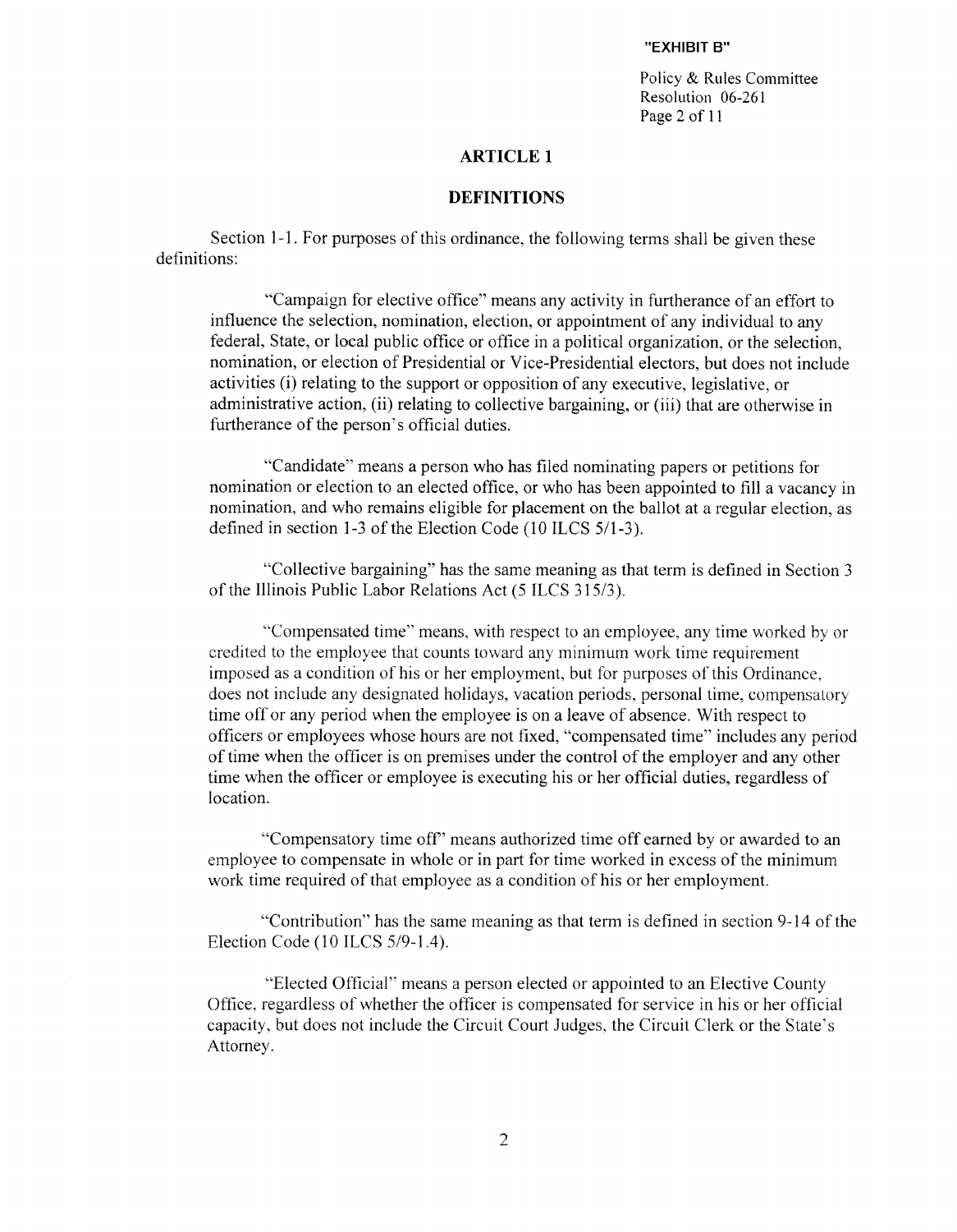"EXHIBIT B"

Policy & Rules Committee
Resolution 06-261

## ARTICLE 1

## DEFINITIONS

Section 1-1. For purposes of this ordinance, the following terms shall be given these definitions:

"Campaign for elective office" means any activity in furtherance of an effort to influence the selection, nomination, election, or appointment of any individual to any federal, State, or local public office or office in a political organization, or the selection, nomination, or election of Presidential or Vice-Presidential electors, but does not include activities (i) relating to the support or opposition of any executive, legislative, or administrative action, (ii) relating to collective bargaining, or (iii) that are otherwise in furtherance of the person's official duties.

"Candidate" means a person who has filed nominating papers or petitions for nomination or election to an elected office, or who has been appointed to fill a vacancy in nomination, and who remains eligible for placement on the ballot at a regular election, as defined in section 1-3 of the Election Code (10 ILCS 5/1-3).

"Collective bargaining" has the same meaning as that term is defined in Section 3 of the Illinois Public Labor Relations Act (5 ILCS 315/3).

"Compensated time" means, with respect to an employee, any time worked by or credited to the employee that counts toward any minimum work time requirement imposed as a condition of his or her employment, but for purposes of this Ordinance, does not include any designated holidays, vacation periods, personal time, compensatory time off or any period when the employee is on a leave of absence. With respect to officers or employees whose hours are not fixed, "compensated time" includes any period of time when the officer is on premises under the control of the employer and any other time when the officer or employee is executing his or her official duties, regardless of location.

"Compensatory time off" means authorized time off earned by or awarded to an employee to compensate in whole or in part for time worked in excess of the minimum work time required of that employee as a condition of his or her employment.

"Contribution" has the same meaning as that term is defined in section 9-14 of the Election Code (10 ILCS 5/9-1.4).

"Elected Official" means a person elected or appointed to an Elective County Office, regardless of whether the officer is compensated for service in his or her official capacity, but does not include the Circuit Court Judges, the Circuit Clerk or the State's Attorney.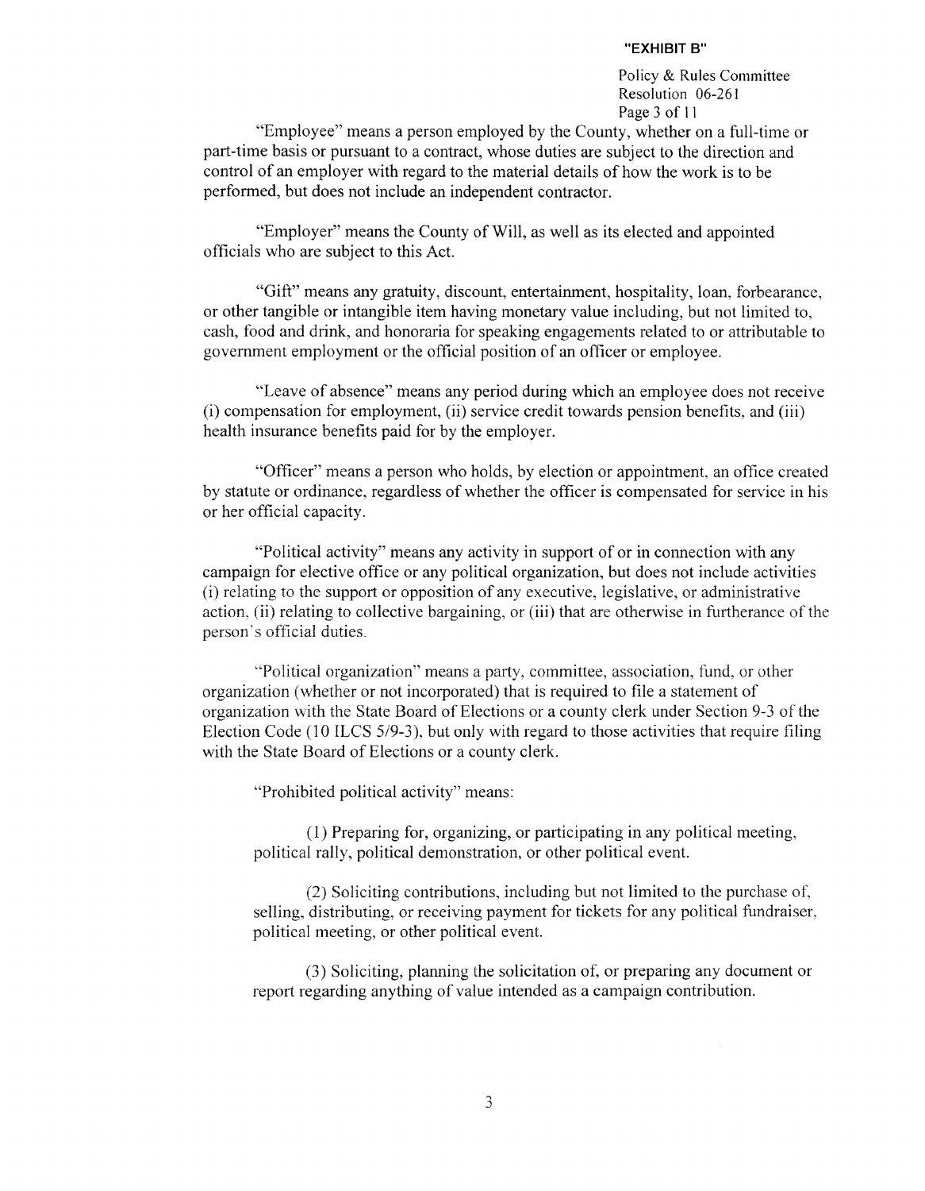"Employee" means a person employed by the County, whether on a full-time or part-time basis or pursuant to a contract, whose duties are subject to the direction and control of an employer with regard to the material details of how the work is to be performed, but does not include an independent contractor.

"Employer" means the County of Will, as well as its elected and appointed officials who are subject to this Act.

"Gift" means any gratuity, discount, entertainment, hospitality, loan, forbearance, or other tangible or intangible item having monetary value including, but not limited to, cash, food and drink, and honoraria for speaking engagements related to or attributable to government employment or the official position of an officer or employee.

"Leave of absence" means any period during which an employee does not receive (i) compensation for employment, (ii) service credit towards pension benefits, and (iii) health insurance benefits paid for by the employer.

"Officer" means a person who holds, by election or appointment, an office created by statute or ordinance, regardless of whether the officer is compensated for service in his or her official capacity.

"Political activity" means any activity in support of or in connection with any campaign for elective office or any political organization, but does not include activities (i) relating to the support or opposition of any executive, legislative, or administrative action, (ii) relating to collective bargaining, or (iii) that are otherwise in furtherance of the person's official duties.

"Political organization" means a party, committee, association, fund, or other organization (whether or not incorporated) that is required to file a statement of organization with the State Board of Elections or a county clerk under Section 9-3 of the Election Code (10 ILCS 5/9-3), but only with regard to those activities that require filing with the State Board of Elections or a county clerk.

"Prohibited political activity" means:

(1) Preparing for, organizing, or participating in any political meeting, political rally, political demonstration, or other political event.

(2) Soliciting contributions, including but not limited to the purchase of, selling, distributing, or receiving payment for tickets for any political fundraiser, political meeting, or other political event.

(3) Soliciting, planning the solicitation of, or preparing any document or report regarding anything of value intended as a campaign contribution.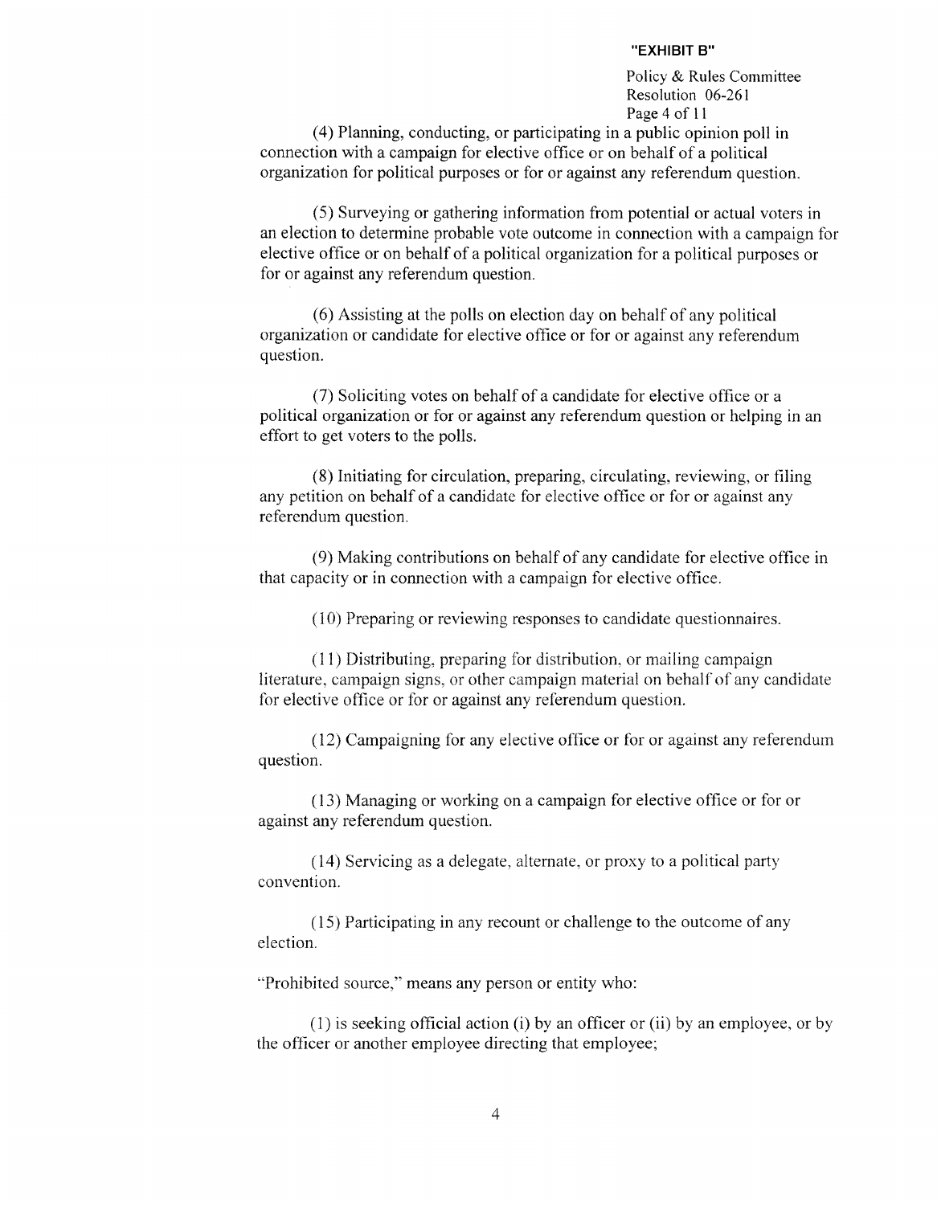(4) Planning, conducting, or participating in a public opinion poll in connection with a campaign for elective office or on behalf of a political organization for political purposes or for or against any referendum question.

(5) Surveying or gathering information from potential or actual voters in an election to determine probable vote outcome in connection with a campaign for elective office or on behalf of a political organization for a political purposes or for or against any referendum question.

(6) Assisting at the polls on election day on behalf of any political organization or candidate for elective office or for or against any referendum question.

(7) Soliciting votes on behalf of a candidate for elective office or a political organization or for or against any referendum question or helping in an effort to get voters to the polls.

(8) Initiating for circulation, preparing, circulating, reviewing, or filing any petition on behalf of a candidate for elective office or for or against any referendum question.

(9) Making contributions on behalf of any candidate for elective office in that capacity or in connection with a campaign for elective office.

(10) Preparing or reviewing responses to candidate questionnaires.

(11) Distributing, preparing for distribution, or mailing campaign literature, campaign signs, or other campaign material on behalf of any candidate for elective office or for or against any referendum question.

(12) Campaigning for any elective office or for or against any referendum question.

(13) Managing or working on a campaign for elective office or for or against any referendum question.

(14) Servicing as a delegate, alternate, or proxy to a political party convention.

(15) Participating in any recount or challenge to the outcome of any election.

"Prohibited source," means any person or entity who:

(1) is seeking official action (i) by an officer or (ii) by an employee, or by the officer or another employee directing that employee;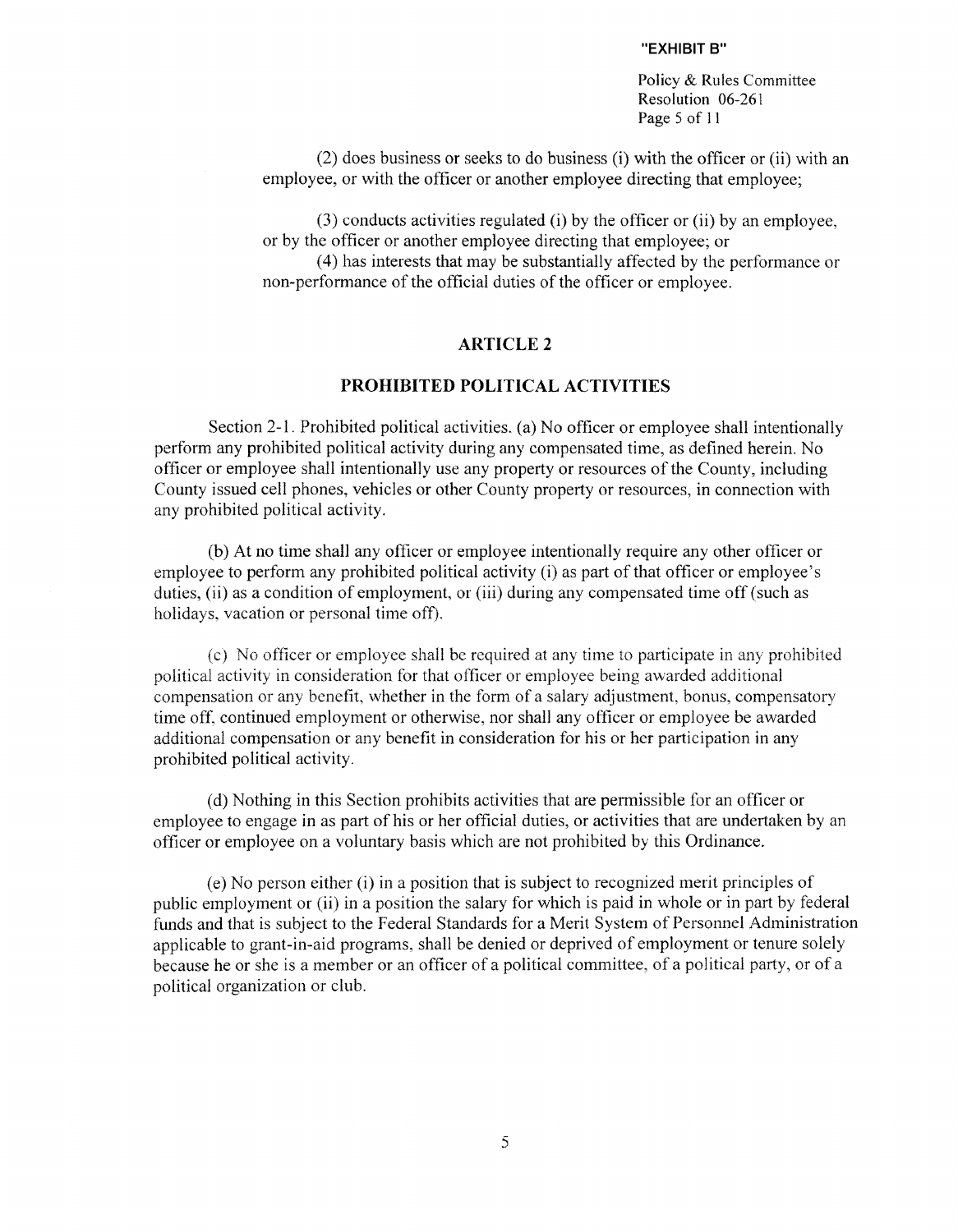"EXHIBIT B"

Policy & Rules Committee
Resolution 06-261

(2) does business or seeks to do business (i) with the officer or (ii) with an employee, or with the officer or another employee directing that employee;

(3) conducts activities regulated (i) by the officer or (ii) by an employee, or by the officer or another employee directing that employee; or

(4) has interests that may be substantially affected by the performance or non-performance of the official duties of the officer or employee.

## ARTICLE 2

## PROHIBITED POLITICAL ACTIVITIES

Section 2-1. Prohibited political activities. (a) No officer or employee shall intentionally perform any prohibited political activity during any compensated time, as defined herein. No officer or employee shall intentionally use any property or resources of the County, including County issued cell phones, vehicles or other County property or resources, in connection with any prohibited political activity.

(b) At no time shall any officer or employee intentionally require any other officer or employee to perform any prohibited political activity (i) as part of that officer or employee's duties, (ii) as a condition of employment, or (iii) during any compensated time off (such as holidays, vacation or personal time off).

(c) No officer or employee shall be required at any time to participate in any prohibited political activity in consideration for that officer or employee being awarded additional compensation or any benefit, whether in the form of a salary adjustment, bonus, compensatory time off, continued employment or otherwise, nor shall any officer or employee be awarded additional compensation or any benefit in consideration for his or her participation in any prohibited political activity.

(d) Nothing in this Section prohibits activities that are permissible for an officer or employee to engage in as part of his or her official duties, or activities that are undertaken by an officer or employee on a voluntary basis which are not prohibited by this Ordinance.

(e) No person either (i) in a position that is subject to recognized merit principles of public employment or (ii) in a position the salary for which is paid in whole or in part by federal funds and that is subject to the Federal Standards for a Merit System of Personnel Administration applicable to grant-in-aid programs, shall be denied or deprived of employment or tenure solely because he or she is a member or an officer of a political committee, of a political party, or of a political organization or club.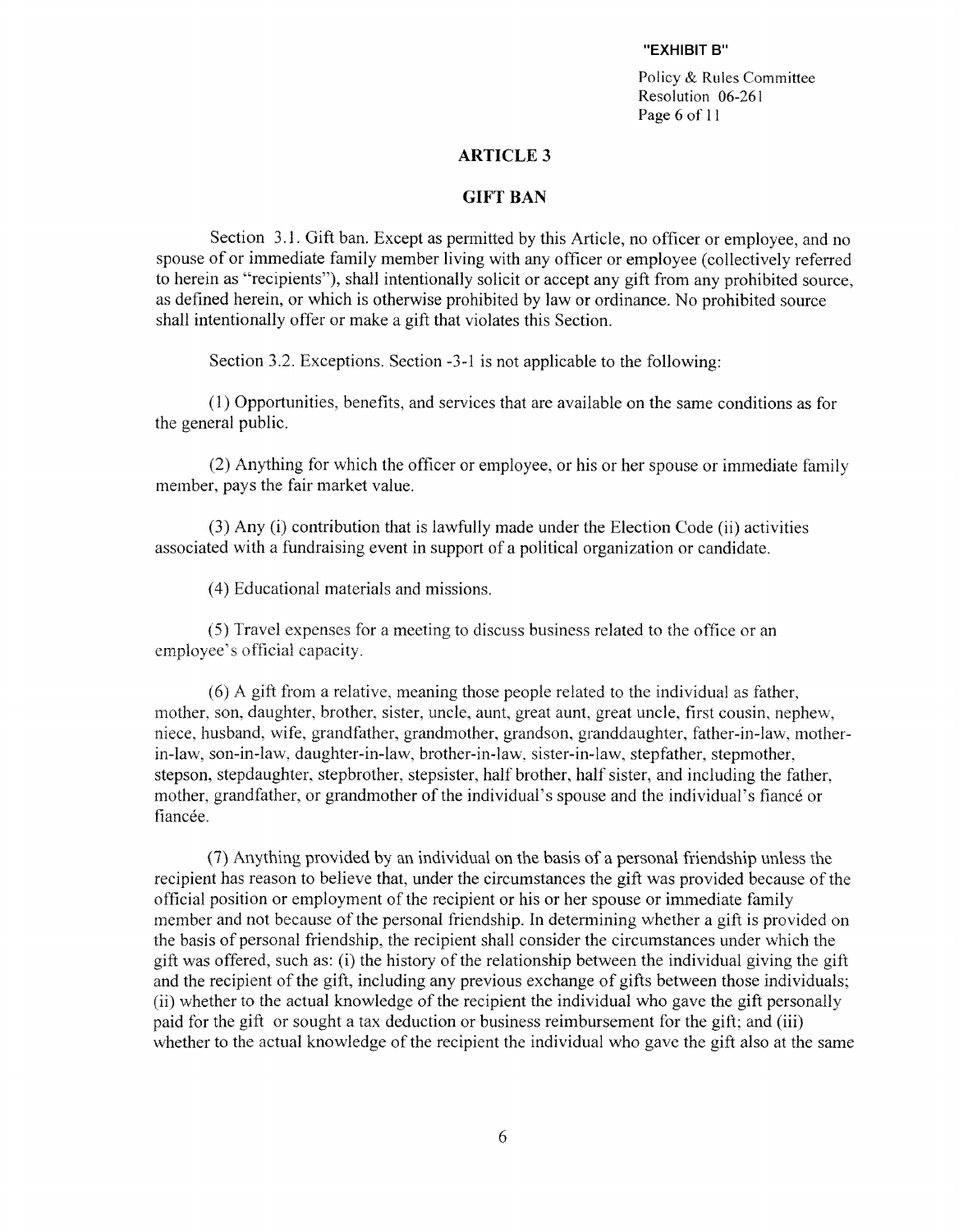## ARTICLE 3

## GIFT BAN

Section 3.1. Gift ban. Except as permitted by this Article, no officer or employee, and no spouse of or immediate family member living with any officer or employee (collectively referred to herein as "recipients"), shall intentionally solicit or accept any gift from any prohibited source, as defined herein, or which is otherwise prohibited by law or ordinance. No prohibited source shall intentionally offer or make a gift that violates this Section.

Section 3.2. Exceptions. Section -3-1 is not applicable to the following:

(1) Opportunities, benefits, and services that are available on the same conditions as for the general public.

(2) Anything for which the officer or employee, or his or her spouse or immediate family member, pays the fair market value.

(3) Any (i) contribution that is lawfully made under the Election Code (ii) activities associated with a fundraising event in support of a political organization or candidate.

(4) Educational materials and missions.

(5) Travel expenses for a meeting to discuss business related to the office or an employee's official capacity.

(6) A gift from a relative, meaning those people related to the individual as father, mother, son, daughter, brother, sister, uncle, aunt, great aunt, great uncle, first cousin, nephew, niece, husband, wife, grandfather, grandmother, grandson, granddaughter, father-in-law, mother-in-law, son-in-law, daughter-in-law, brother-in-law, sister-in-law, stepfather, stepmother, stepson, stepdaughter, stepbrother, stepsister, half brother, half sister, and including the father, mother, grandfather, or grandmother of the individual's spouse and the individual's fiancé or fiancée.

(7) Anything provided by an individual on the basis of a personal friendship unless the recipient has reason to believe that, under the circumstances the gift was provided because of the official position or employment of the recipient or his or her spouse or immediate family member and not because of the personal friendship. In determining whether a gift is provided on the basis of personal friendship, the recipient shall consider the circumstances under which the gift was offered, such as: (i) the history of the relationship between the individual giving the gift and the recipient of the gift, including any previous exchange of gifts between those individuals; (ii) whether to the actual knowledge of the recipient the individual who gave the gift personally paid for the gift or sought a tax deduction or business reimbursement for the gift; and (iii) whether to the actual knowledge of the recipient the individual who gave the gift also at the same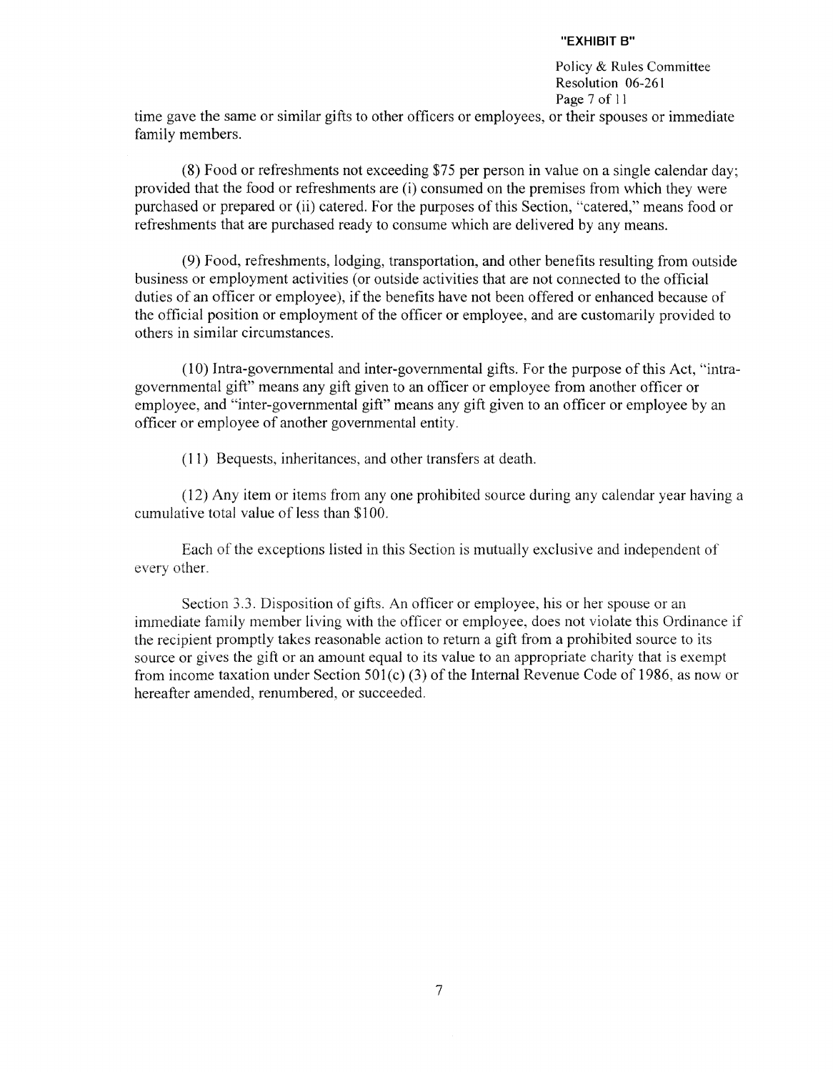time gave the same or similar gifts to other officers or employees, or their spouses or immediate family members.

(8) Food or refreshments not exceeding $75 per person in value on a single calendar day; provided that the food or refreshments are (i) consumed on the premises from which they were purchased or prepared or (ii) catered. For the purposes of this Section, "catered," means food or refreshments that are purchased ready to consume which are delivered by any means.

(9) Food, refreshments, lodging, transportation, and other benefits resulting from outside business or employment activities (or outside activities that are not connected to the official duties of an officer or employee), if the benefits have not been offered or enhanced because of the official position or employment of the officer or employee, and are customarily provided to others in similar circumstances.

(10) Intra-governmental and inter-governmental gifts. For the purpose of this Act, "intra-governmental gift" means any gift given to an officer or employee from another officer or employee, and "inter-governmental gift" means any gift given to an officer or employee by an officer or employee of another governmental entity.

(11) Bequests, inheritances, and other transfers at death.

(12) Any item or items from any one prohibited source during any calendar year having a cumulative total value of less than $100.

Each of the exceptions listed in this Section is mutually exclusive and independent of every other.

Section 3.3. Disposition of gifts. An officer or employee, his or her spouse or an immediate family member living with the officer or employee, does not violate this Ordinance if the recipient promptly takes reasonable action to return a gift from a prohibited source to its source or gives the gift or an amount equal to its value to an appropriate charity that is exempt from income taxation under Section 501(c) (3) of the Internal Revenue Code of 1986, as now or hereafter amended, renumbered, or succeeded.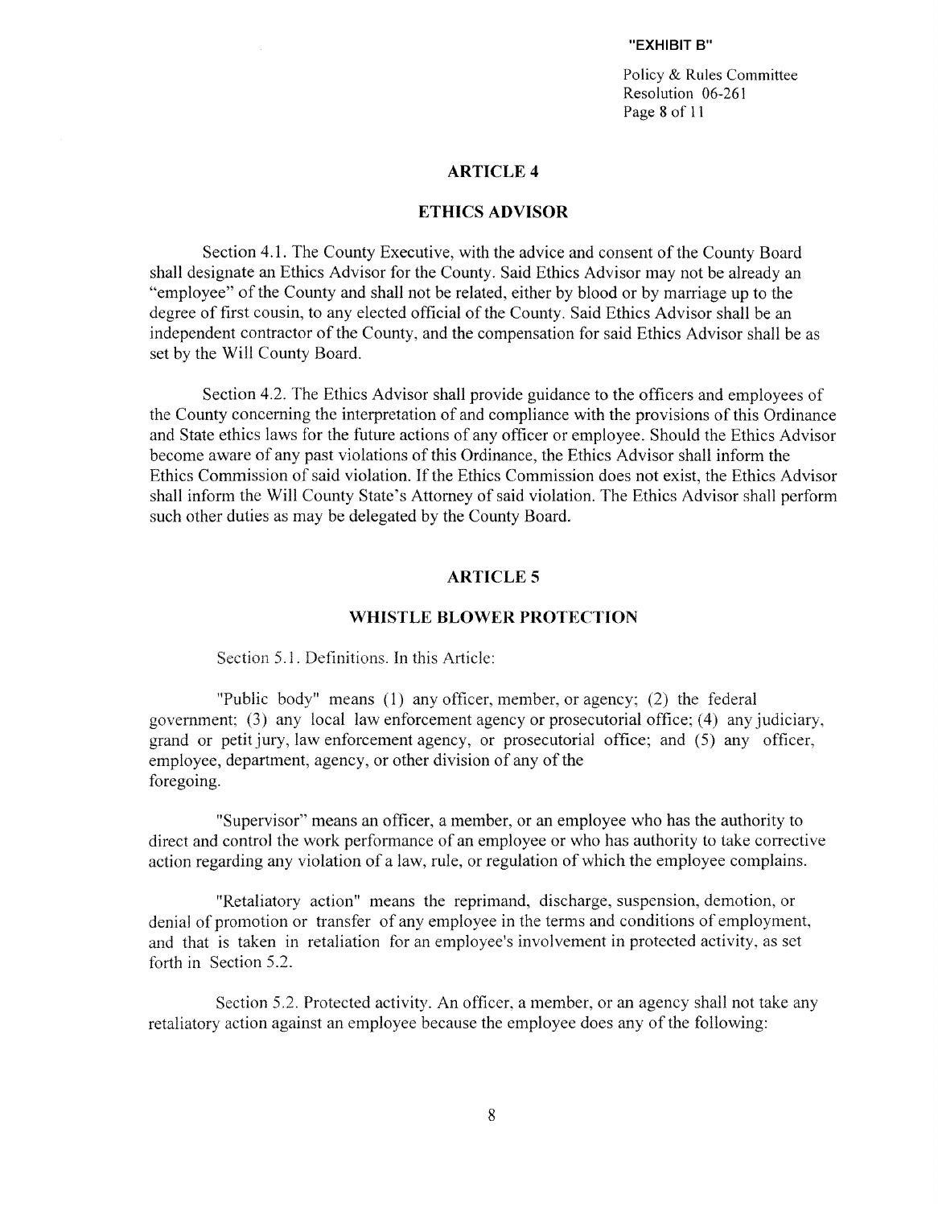## ARTICLE 4

## ETHICS ADVISOR

Section 4.1. The County Executive, with the advice and consent of the County Board shall designate an Ethics Advisor for the County. Said Ethics Advisor may not be already an "employee" of the County and shall not be related, either by blood or by marriage up to the degree of first cousin, to any elected official of the County. Said Ethics Advisor shall be an independent contractor of the County, and the compensation for said Ethics Advisor shall be as set by the Will County Board.

Section 4.2. The Ethics Advisor shall provide guidance to the officers and employees of the County concerning the interpretation of and compliance with the provisions of this Ordinance and State ethics laws for the future actions of any officer or employee. Should the Ethics Advisor become aware of any past violations of this Ordinance, the Ethics Advisor shall inform the Ethics Commission of said violation. If the Ethics Commission does not exist, the Ethics Advisor shall inform the Will County State's Attorney of said violation. The Ethics Advisor shall perform such other duties as may be delegated by the County Board.

## ARTICLE 5

## WHISTLE BLOWER PROTECTION

Section 5.1. Definitions. In this Article:

"Public body" means (1) any officer, member, or agency; (2) the federal government; (3) any local law enforcement agency or prosecutorial office; (4) any judiciary, grand or petit jury, law enforcement agency, or prosecutorial office; and (5) any officer, employee, department, agency, or other division of any of the foregoing.

"Supervisor" means an officer, a member, or an employee who has the authority to direct and control the work performance of an employee or who has authority to take corrective action regarding any violation of a law, rule, or regulation of which the employee complains.

"Retaliatory action" means the reprimand, discharge, suspension, demotion, or denial of promotion or transfer of any employee in the terms and conditions of employment, and that is taken in retaliation for an employee's involvement in protected activity, as set forth in Section 5.2.

Section 5.2. Protected activity. An officer, a member, or an agency shall not take any retaliatory action against an employee because the employee does any of the following: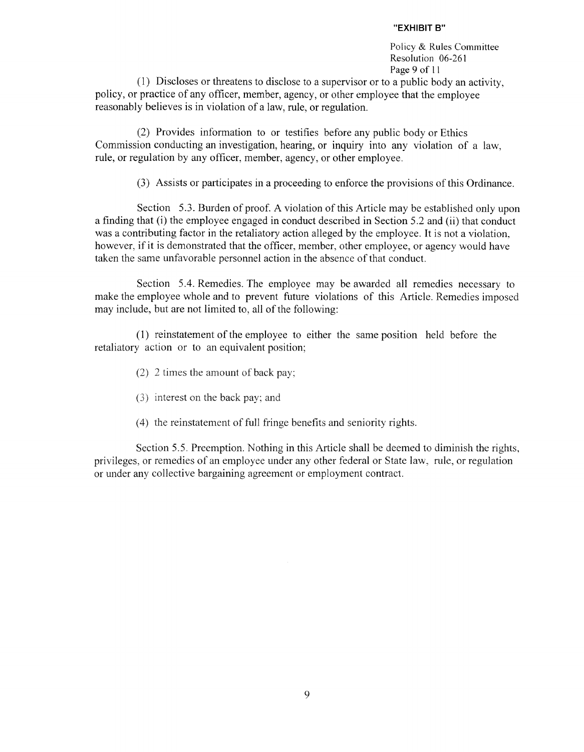(1) Discloses or threatens to disclose to a supervisor or to a public body an activity, policy, or practice of any officer, member, agency, or other employee that the employee reasonably believes is in violation of a law, rule, or regulation.

(2) Provides information to or testifies before any public body or Ethics Commission conducting an investigation, hearing, or inquiry into any violation of a law, rule, or regulation by any officer, member, agency, or other employee.

(3) Assists or participates in a proceeding to enforce the provisions of this Ordinance.

Section 5.3. Burden of proof. A violation of this Article may be established only upon a finding that (i) the employee engaged in conduct described in Section 5.2 and (ii) that conduct was a contributing factor in the retaliatory action alleged by the employee. It is not a violation, however, if it is demonstrated that the officer, member, other employee, or agency would have taken the same unfavorable personnel action in the absence of that conduct.

Section 5.4. Remedies. The employee may be awarded all remedies necessary to make the employee whole and to prevent future violations of this Article. Remedies imposed may include, but are not limited to, all of the following:

(1) reinstatement of the employee to either the same position held before the retaliatory action or to an equivalent position;

(2) 2 times the amount of back pay;

(3) interest on the back pay; and

(4) the reinstatement of full fringe benefits and seniority rights.

Section 5.5. Preemption. Nothing in this Article shall be deemed to diminish the rights, privileges, or remedies of an employee under any other federal or State law, rule, or regulation or under any collective bargaining agreement or employment contract.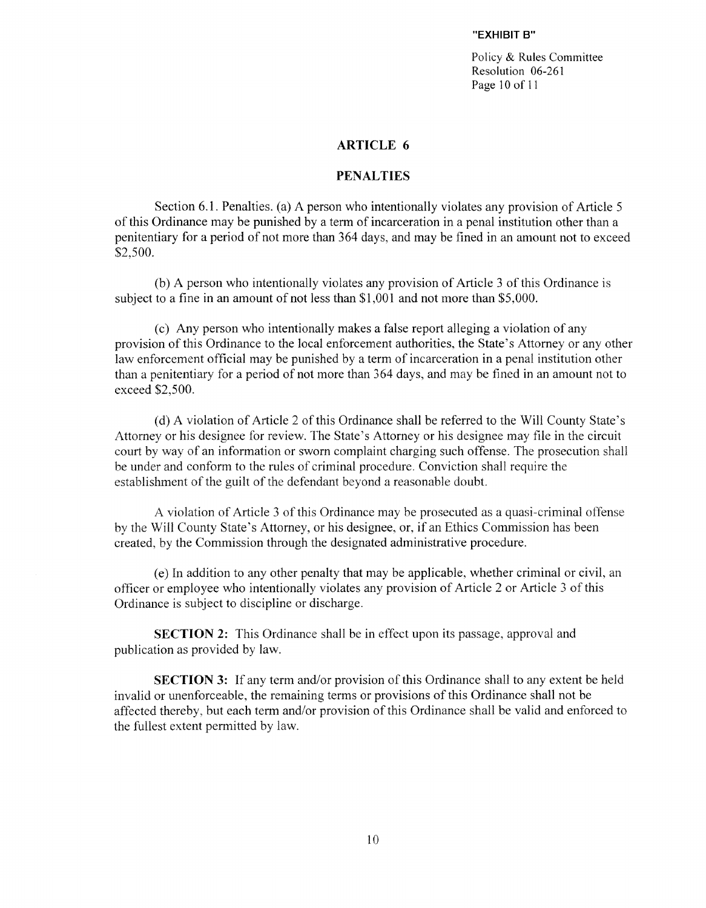## ARTICLE 6

## PENALTIES

Section 6.1. Penalties. (a) A person who intentionally violates any provision of Article 5 of this Ordinance may be punished by a term of incarceration in a penal institution other than a penitentiary for a period of not more than 364 days, and may be fined in an amount not to exceed $2,500.

(b) A person who intentionally violates any provision of Article 3 of this Ordinance is subject to a fine in an amount of not less than $1,001 and not more than $5,000.

(c) Any person who intentionally makes a false report alleging a violation of any provision of this Ordinance to the local enforcement authorities, the State's Attorney or any other law enforcement official may be punished by a term of incarceration in a penal institution other than a penitentiary for a period of not more than 364 days, and may be fined in an amount not to exceed $2,500.

(d) A violation of Article 2 of this Ordinance shall be referred to the Will County State's Attorney or his designee for review. The State's Attorney or his designee may file in the circuit court by way of an information or sworn complaint charging such offense. The prosecution shall be under and conform to the rules of criminal procedure. Conviction shall require the establishment of the guilt of the defendant beyond a reasonable doubt.

A violation of Article 3 of this Ordinance may be prosecuted as a quasi-criminal offense by the Will County State's Attorney, or his designee, or, if an Ethics Commission has been created, by the Commission through the designated administrative procedure.

(e) In addition to any other penalty that may be applicable, whether criminal or civil, an officer or employee who intentionally violates any provision of Article 2 or Article 3 of this Ordinance is subject to discipline or discharge.

**SECTION 2:** This Ordinance shall be in effect upon its passage, approval and publication as provided by law.

**SECTION 3:** If any term and/or provision of this Ordinance shall to any extent be held invalid or unenforceable, the remaining terms or provisions of this Ordinance shall not be affected thereby, but each term and/or provision of this Ordinance shall be valid and enforced to the fullest extent permitted by law.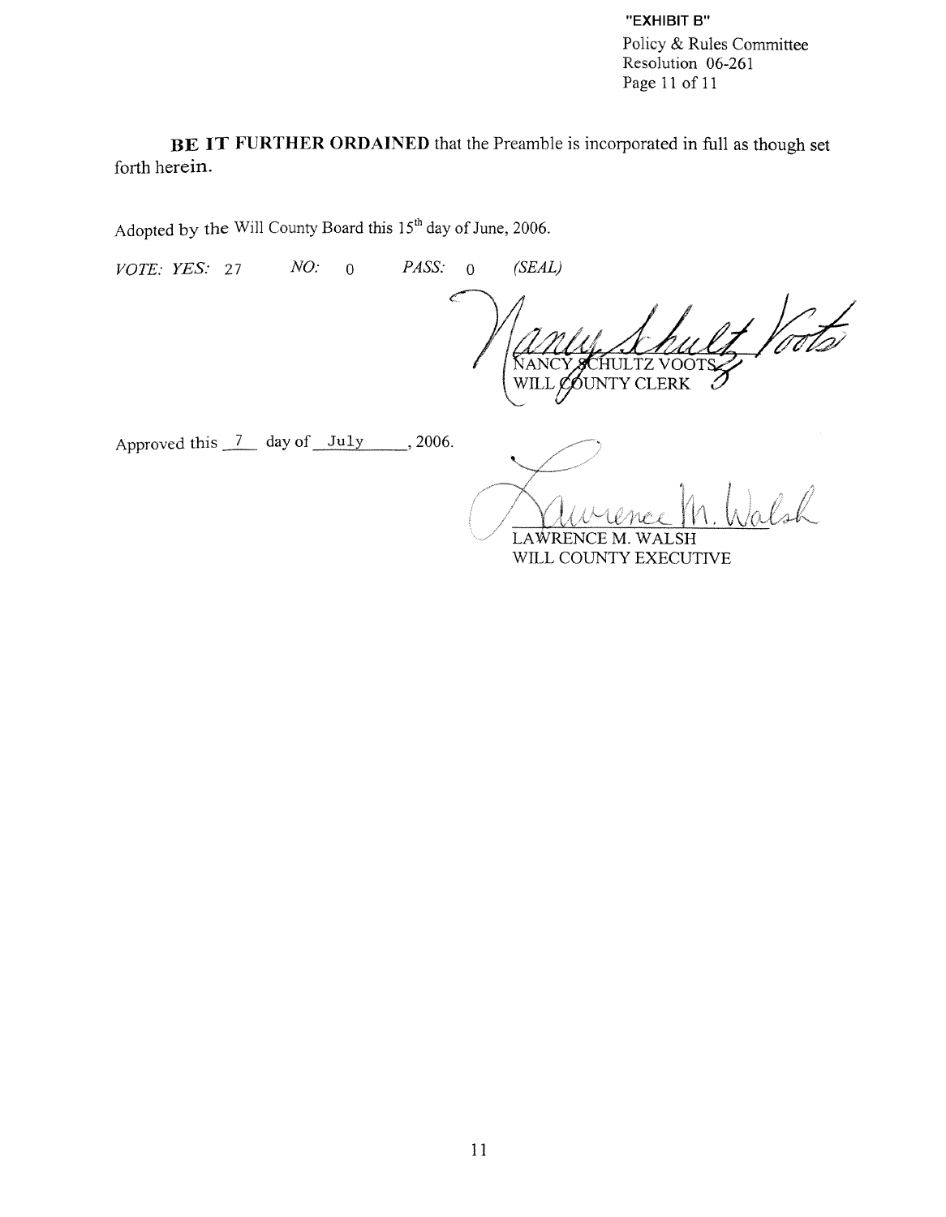"EXHIBIT B"
Policy & Rules Committee
Resolution 06-261

**BE IT FURTHER ORDAINED** that the Preamble is incorporated in full as though set forth herein.

Adopted by the Will County Board this 15th day of June, 2006.

*VOTE: YES:* 27 *NO:* 0 *PASS:* 0 *(SEAL)*

NANCY SCHULTZ VOOTS
WILL COUNTY CLERK

Approved this 7 day of July, 2006.

LAWRENCE M. WALSH
WILL COUNTY EXECUTIVE